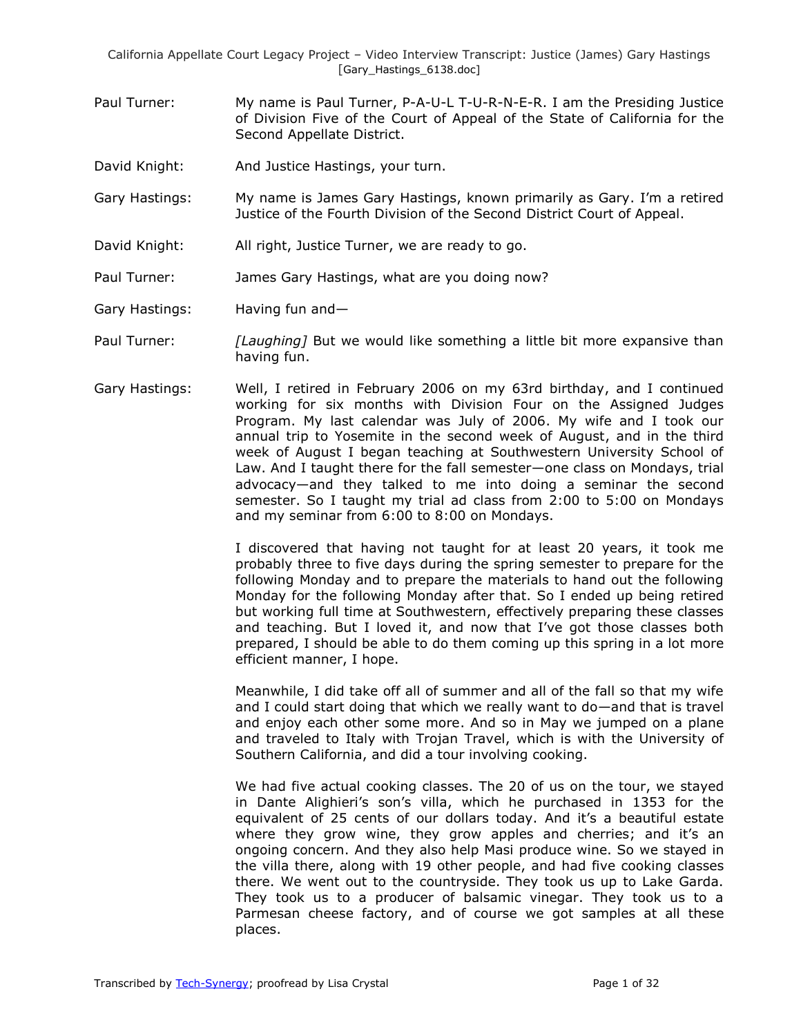Paul Turner: My name is Paul Turner, P-A-U-L T-U-R-N-E-R. I am the Presiding Justice of Division Five of the Court of Appeal of the State of California for the Second Appellate District.

David Knight: And Justice Hastings, your turn.

Gary Hastings: My name is James Gary Hastings, known primarily as Gary. I'm a retired Justice of the Fourth Division of the Second District Court of Appeal.

David Knight: All right, Justice Turner, we are ready to go.

Paul Turner: James Gary Hastings, what are you doing now?

Gary Hastings: Having fun and—

Paul Turner: *[Laughing]* But we would like something a little bit more expansive than having fun.

Gary Hastings: Well, I retired in February 2006 on my 63rd birthday, and I continued working for six months with Division Four on the Assigned Judges Program. My last calendar was July of 2006. My wife and I took our annual trip to Yosemite in the second week of August, and in the third week of August I began teaching at Southwestern University School of Law. And I taught there for the fall semester—one class on Mondays, trial advocacy—and they talked to me into doing a seminar the second semester. So I taught my trial ad class from 2:00 to 5:00 on Mondays and my seminar from 6:00 to 8:00 on Mondays.

I discovered that having not taught for at least 20 years, it took me probably three to five days during the spring semester to prepare for the following Monday and to prepare the materials to hand out the following Monday for the following Monday after that. So I ended up being retired but working full time at Southwestern, effectively preparing these classes and teaching. But I loved it, and now that I've got those classes both prepared, I should be able to do them coming up this spring in a lot more efficient manner, I hope.

Meanwhile, I did take off all of summer and all of the fall so that my wife and I could start doing that which we really want to do—and that is travel and enjoy each other some more. And so in May we jumped on a plane and traveled to Italy with Trojan Travel, which is with the University of Southern California, and did a tour involving cooking.

We had five actual cooking classes. The 20 of us on the tour, we stayed in Dante Alighieri's son's villa, which he purchased in 1353 for the equivalent of 25 cents of our dollars today. And it's a beautiful estate where they grow wine, they grow apples and cherries; and it's an ongoing concern. And they also help Masi produce wine. So we stayed in the villa there, along with 19 other people, and had five cooking classes there. We went out to the countryside. They took us up to Lake Garda. They took us to a producer of balsamic vinegar. They took us to a Parmesan cheese factory, and of course we got samples at all these places.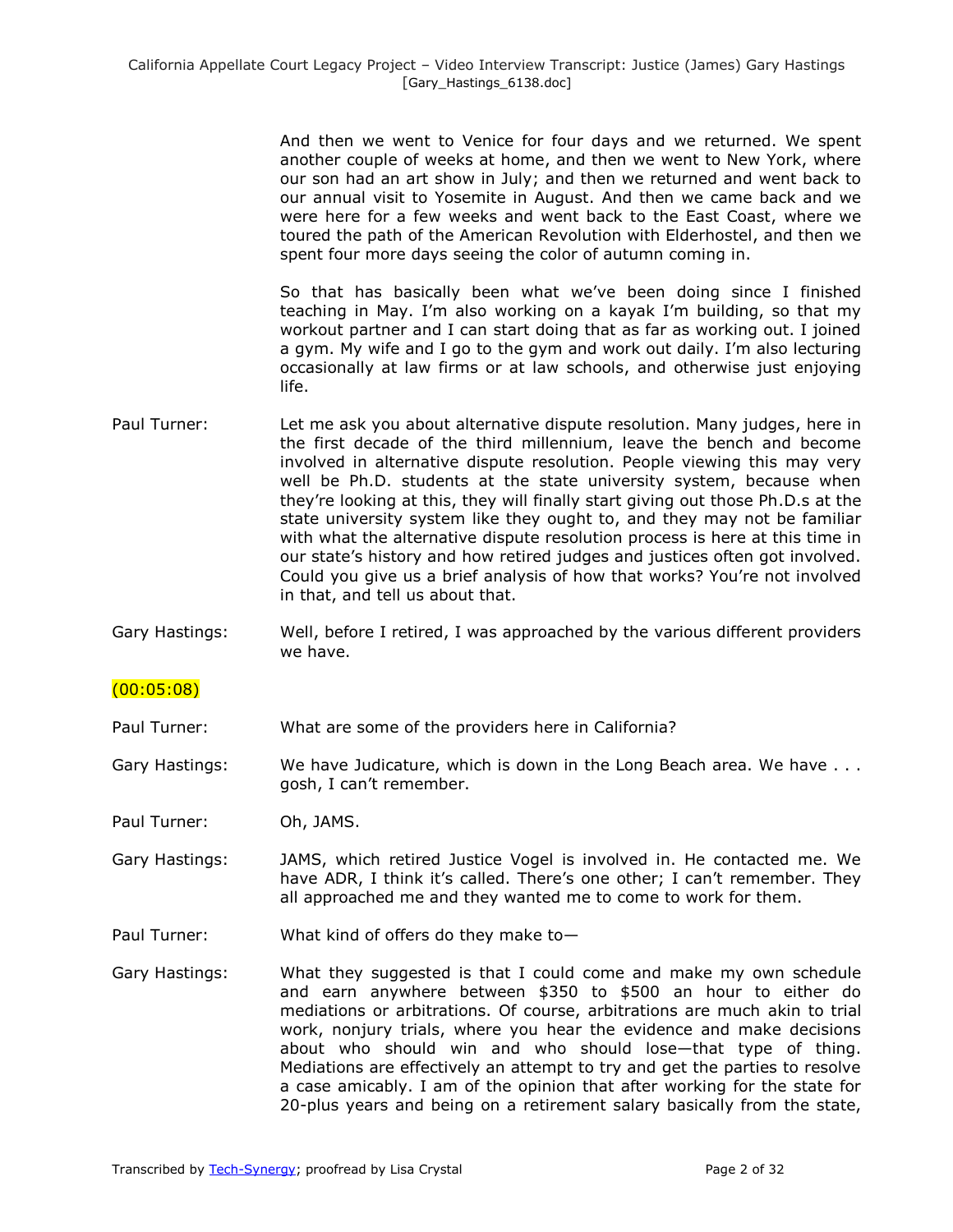And then we went to Venice for four days and we returned. We spent another couple of weeks at home, and then we went to New York, where our son had an art show in July; and then we returned and went back to our annual visit to Yosemite in August. And then we came back and we were here for a few weeks and went back to the East Coast, where we toured the path of the American Revolution with Elderhostel, and then we spent four more days seeing the color of autumn coming in.

So that has basically been what we've been doing since I finished teaching in May. I'm also working on a kayak I'm building, so that my workout partner and I can start doing that as far as working out. I joined a gym. My wife and I go to the gym and work out daily. I'm also lecturing occasionally at law firms or at law schools, and otherwise just enjoying life.

Paul Turner: Let me ask you about alternative dispute resolution. Many judges, here in the first decade of the third millennium, leave the bench and become involved in alternative dispute resolution. People viewing this may very well be Ph.D. students at the state university system, because when they're looking at this, they will finally start giving out those Ph.D.s at the state university system like they ought to, and they may not be familiar with what the alternative dispute resolution process is here at this time in our state's history and how retired judges and justices often got involved. Could you give us a brief analysis of how that works? You're not involved in that, and tell us about that.

Gary Hastings: Well, before I retired, I was approached by the various different providers we have.

(00:05:08)

Paul Turner: What are some of the providers here in California?

Gary Hastings: We have Judicature, which is down in the Long Beach area. We have . . . gosh, I can't remember.

Paul Turner: Oh, JAMS.

Gary Hastings: JAMS, which retired Justice Vogel is involved in. He contacted me. We have ADR, I think it's called. There's one other; I can't remember. They all approached me and they wanted me to come to work for them.

Paul Turner: What kind of offers do they make to—

Gary Hastings: What they suggested is that I could come and make my own schedule and earn anywhere between $350 to $500 an hour to either do mediations or arbitrations. Of course, arbitrations are much akin to trial work, nonjury trials, where you hear the evidence and make decisions about who should win and who should lose—that type of thing. Mediations are effectively an attempt to try and get the parties to resolve a case amicably. I am of the opinion that after working for the state for 20-plus years and being on a retirement salary basically from the state,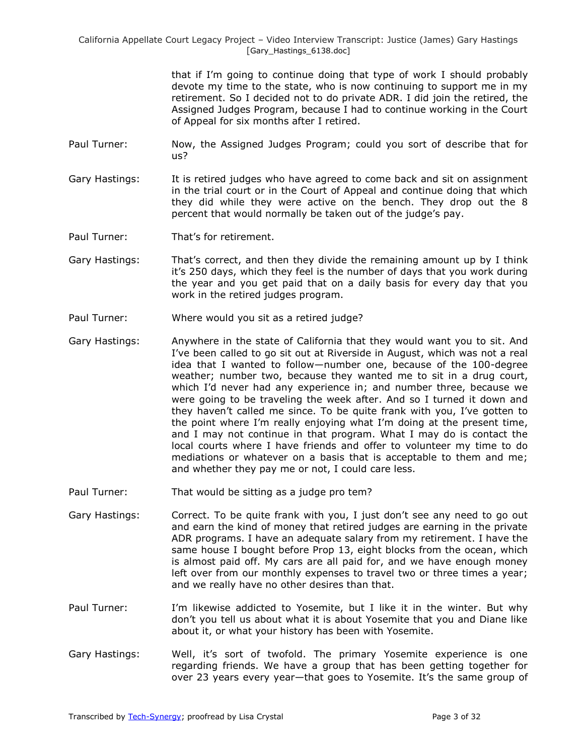that if I'm going to continue doing that type of work I should probably devote my time to the state, who is now continuing to support me in my retirement. So I decided not to do private ADR. I did join the retired, the Assigned Judges Program, because I had to continue working in the Court of Appeal for six months after I retired.

Paul Turner: Now, the Assigned Judges Program; could you sort of describe that for us?

Gary Hastings: It is retired judges who have agreed to come back and sit on assignment in the trial court or in the Court of Appeal and continue doing that which they did while they were active on the bench. They drop out the 8 percent that would normally be taken out of the judge's pay.

Paul Turner: That's for retirement.

Gary Hastings: That's correct, and then they divide the remaining amount up by I think it's 250 days, which they feel is the number of days that you work during the year and you get paid that on a daily basis for every day that you work in the retired judges program.

Paul Turner: Where would you sit as a retired judge?

Gary Hastings: Anywhere in the state of California that they would want you to sit. And I've been called to go sit out at Riverside in August, which was not a real idea that I wanted to follow—number one, because of the 100-degree weather; number two, because they wanted me to sit in a drug court, which I'd never had any experience in; and number three, because we were going to be traveling the week after. And so I turned it down and they haven't called me since. To be quite frank with you, I've gotten to the point where I'm really enjoying what I'm doing at the present time, and I may not continue in that program. What I may do is contact the local courts where I have friends and offer to volunteer my time to do mediations or whatever on a basis that is acceptable to them and me; and whether they pay me or not, I could care less.

Paul Turner: That would be sitting as a judge pro tem?

Gary Hastings: Correct. To be quite frank with you, I just don't see any need to go out and earn the kind of money that retired judges are earning in the private ADR programs. I have an adequate salary from my retirement. I have the same house I bought before Prop 13, eight blocks from the ocean, which is almost paid off. My cars are all paid for, and we have enough money left over from our monthly expenses to travel two or three times a year; and we really have no other desires than that.

Paul Turner: I'm likewise addicted to Yosemite, but I like it in the winter. But why don't you tell us about what it is about Yosemite that you and Diane like about it, or what your history has been with Yosemite.

Gary Hastings: Well, it's sort of twofold. The primary Yosemite experience is one regarding friends. We have a group that has been getting together for over 23 years every year—that goes to Yosemite. It's the same group of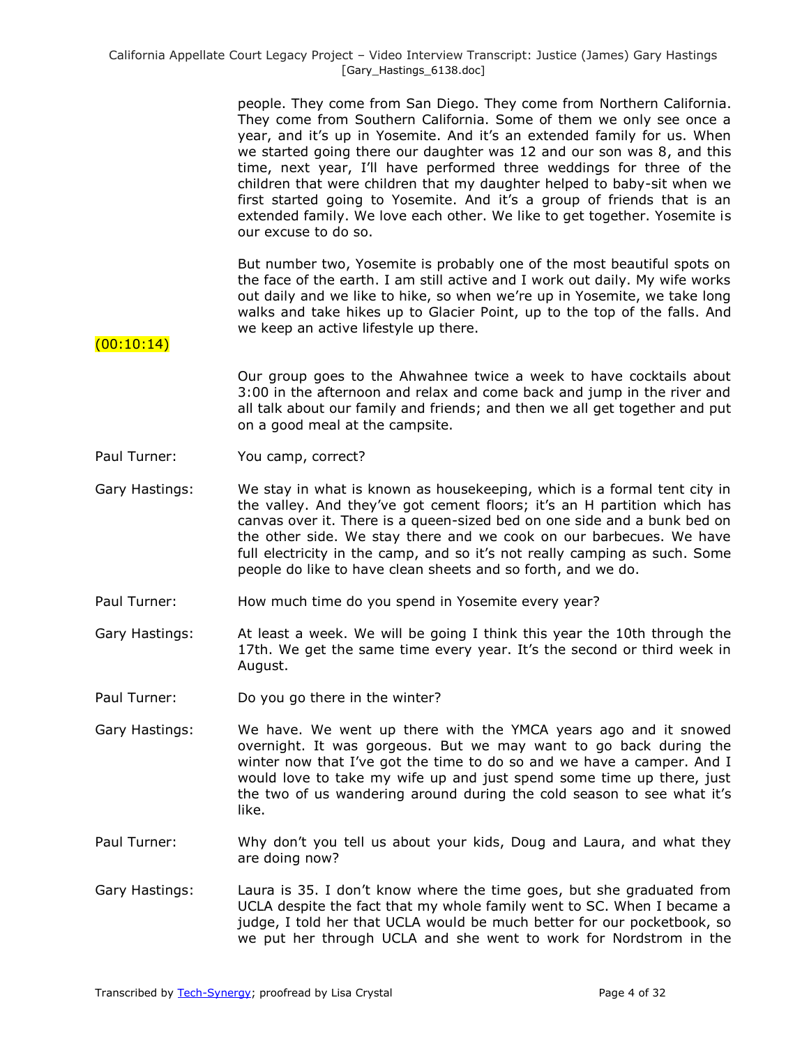people. They come from San Diego. They come from Northern California. They come from Southern California. Some of them we only see once a year, and it's up in Yosemite. And it's an extended family for us. When we started going there our daughter was 12 and our son was 8, and this time, next year, I'll have performed three weddings for three of the children that were children that my daughter helped to baby-sit when we first started going to Yosemite. And it's a group of friends that is an extended family. We love each other. We like to get together. Yosemite is our excuse to do so.

But number two, Yosemite is probably one of the most beautiful spots on the face of the earth. I am still active and I work out daily. My wife works out daily and we like to hike, so when we're up in Yosemite, we take long walks and take hikes up to Glacier Point, up to the top of the falls. And we keep an active lifestyle up there.

(00:10:14)

Our group goes to the Ahwahnee twice a week to have cocktails about 3:00 in the afternoon and relax and come back and jump in the river and all talk about our family and friends; and then we all get together and put on a good meal at the campsite.

Paul Turner: You camp, correct?

Gary Hastings: We stay in what is known as housekeeping, which is a formal tent city in the valley. And they've got cement floors; it's an H partition which has canvas over it. There is a queen-sized bed on one side and a bunk bed on the other side. We stay there and we cook on our barbecues. We have full electricity in the camp, and so it's not really camping as such. Some people do like to have clean sheets and so forth, and we do.

Paul Turner: How much time do you spend in Yosemite every year?

Gary Hastings: At least a week. We will be going I think this year the 10th through the 17th. We get the same time every year. It's the second or third week in August.

Paul Turner: Do you go there in the winter?

Gary Hastings: We have. We went up there with the YMCA years ago and it snowed overnight. It was gorgeous. But we may want to go back during the winter now that I've got the time to do so and we have a camper. And I would love to take my wife up and just spend some time up there, just the two of us wandering around during the cold season to see what it's like.

Paul Turner: Why don't you tell us about your kids, Doug and Laura, and what they are doing now?

Gary Hastings: Laura is 35. I don't know where the time goes, but she graduated from UCLA despite the fact that my whole family went to SC. When I became a judge, I told her that UCLA would be much better for our pocketbook, so we put her through UCLA and she went to work for Nordstrom in the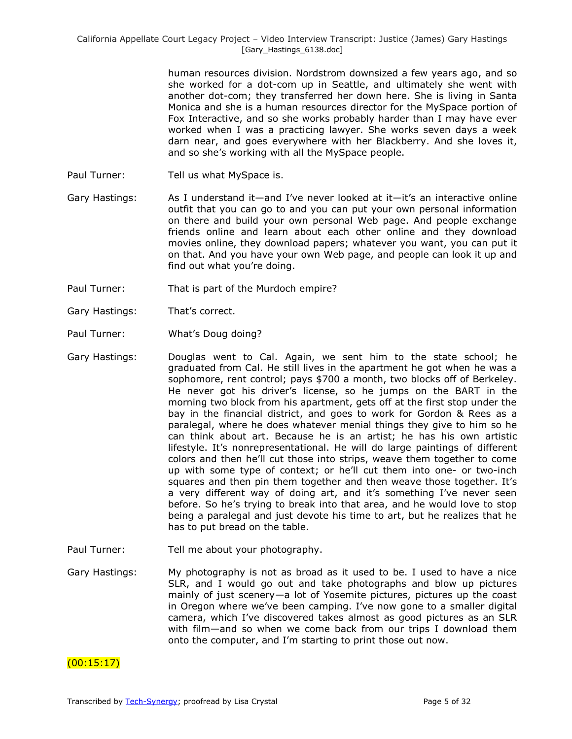human resources division. Nordstrom downsized a few years ago, and so she worked for a dot-com up in Seattle, and ultimately she went with another dot-com; they transferred her down here. She is living in Santa Monica and she is a human resources director for the MySpace portion of Fox Interactive, and so she works probably harder than I may have ever worked when I was a practicing lawyer. She works seven days a week darn near, and goes everywhere with her Blackberry. And she loves it, and so she's working with all the MySpace people.

Paul Turner: Tell us what MySpace is.

Gary Hastings: As I understand it—and I've never looked at it—it's an interactive online outfit that you can go to and you can put your own personal information on there and build your own personal Web page. And people exchange friends online and learn about each other online and they download movies online, they download papers; whatever you want, you can put it on that. And you have your own Web page, and people can look it up and find out what you're doing.

Paul Turner: That is part of the Murdoch empire?

Gary Hastings: That's correct.

Paul Turner: What's Doug doing?

Gary Hastings: Douglas went to Cal. Again, we sent him to the state school; he graduated from Cal. He still lives in the apartment he got when he was a sophomore, rent control; pays $700 a month, two blocks off of Berkeley. He never got his driver's license, so he jumps on the BART in the morning two block from his apartment, gets off at the first stop under the bay in the financial district, and goes to work for Gordon & Rees as a paralegal, where he does whatever menial things they give to him so he can think about art. Because he is an artist; he has his own artistic lifestyle. It's nonrepresentational. He will do large paintings of different colors and then he'll cut those into strips, weave them together to come up with some type of context; or he'll cut them into one- or two-inch squares and then pin them together and then weave those together. It's a very different way of doing art, and it's something I've never seen before. So he's trying to break into that area, and he would love to stop being a paralegal and just devote his time to art, but he realizes that he has to put bread on the table.

Paul Turner: Tell me about your photography.

Gary Hastings: My photography is not as broad as it used to be. I used to have a nice SLR, and I would go out and take photographs and blow up pictures mainly of just scenery—a lot of Yosemite pictures, pictures up the coast in Oregon where we've been camping. I've now gone to a smaller digital camera, which I've discovered takes almost as good pictures as an SLR with film—and so when we come back from our trips I download them onto the computer, and I'm starting to print those out now.

(00:15:17)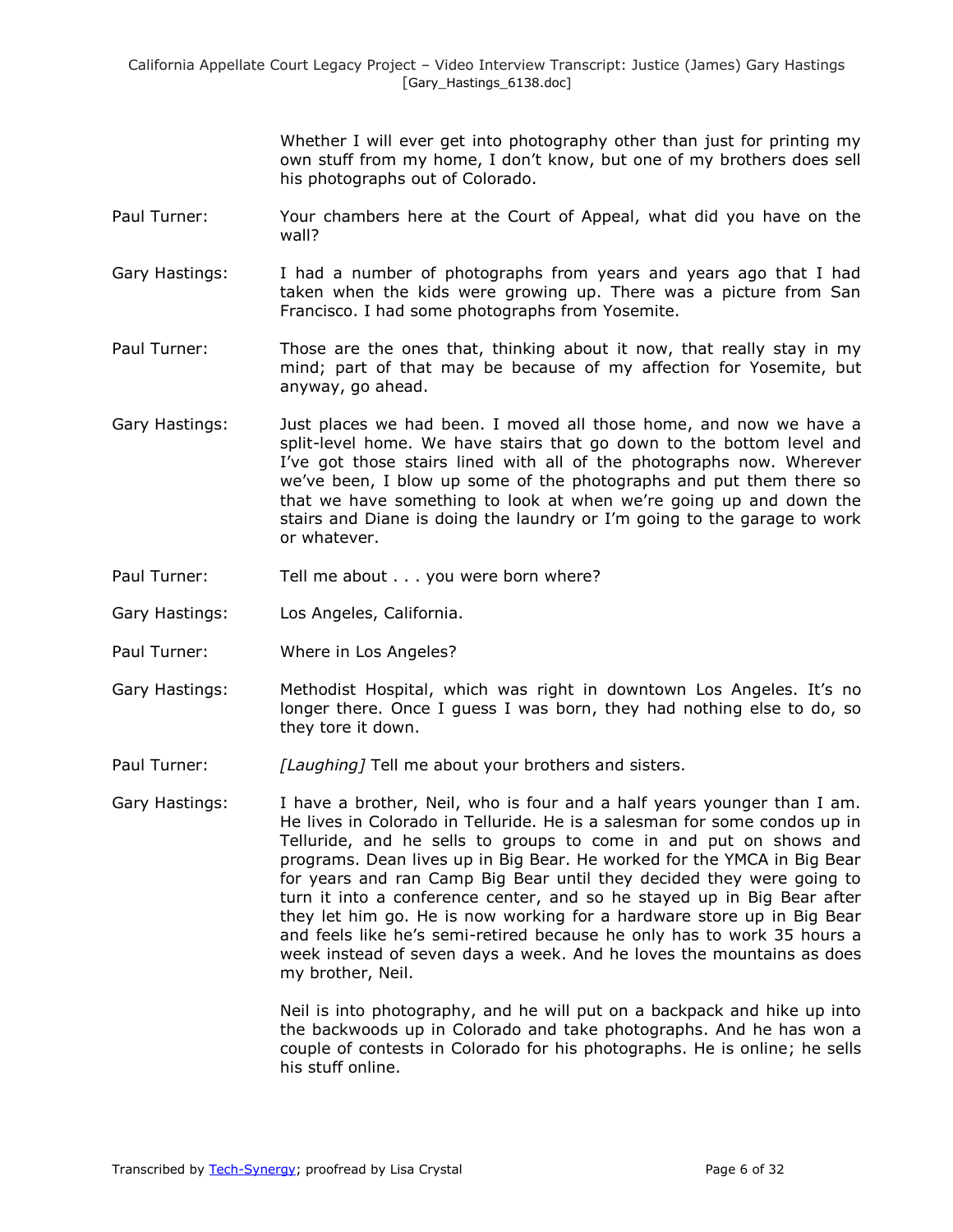Whether I will ever get into photography other than just for printing my own stuff from my home, I don't know, but one of my brothers does sell his photographs out of Colorado.

Paul Turner: Your chambers here at the Court of Appeal, what did you have on the wall?

Gary Hastings: I had a number of photographs from years and years ago that I had taken when the kids were growing up. There was a picture from San Francisco. I had some photographs from Yosemite.

Paul Turner: Those are the ones that, thinking about it now, that really stay in my mind; part of that may be because of my affection for Yosemite, but anyway, go ahead.

Gary Hastings: Just places we had been. I moved all those home, and now we have a split-level home. We have stairs that go down to the bottom level and I've got those stairs lined with all of the photographs now. Wherever we've been, I blow up some of the photographs and put them there so that we have something to look at when we're going up and down the stairs and Diane is doing the laundry or I'm going to the garage to work or whatever.

Paul Turner: Tell me about . . . you were born where?

Gary Hastings: Los Angeles, California.

Paul Turner: Where in Los Angeles?

Gary Hastings: Methodist Hospital, which was right in downtown Los Angeles. It's no longer there. Once I guess I was born, they had nothing else to do, so they tore it down.

Paul Turner: *[Laughing]* Tell me about your brothers and sisters.

Gary Hastings: I have a brother, Neil, who is four and a half years younger than I am. He lives in Colorado in Telluride. He is a salesman for some condos up in Telluride, and he sells to groups to come in and put on shows and programs. Dean lives up in Big Bear. He worked for the YMCA in Big Bear for years and ran Camp Big Bear until they decided they were going to turn it into a conference center, and so he stayed up in Big Bear after they let him go. He is now working for a hardware store up in Big Bear and feels like he's semi-retired because he only has to work 35 hours a week instead of seven days a week. And he loves the mountains as does my brother, Neil.

Neil is into photography, and he will put on a backpack and hike up into the backwoods up in Colorado and take photographs. And he has won a couple of contests in Colorado for his photographs. He is online; he sells his stuff online.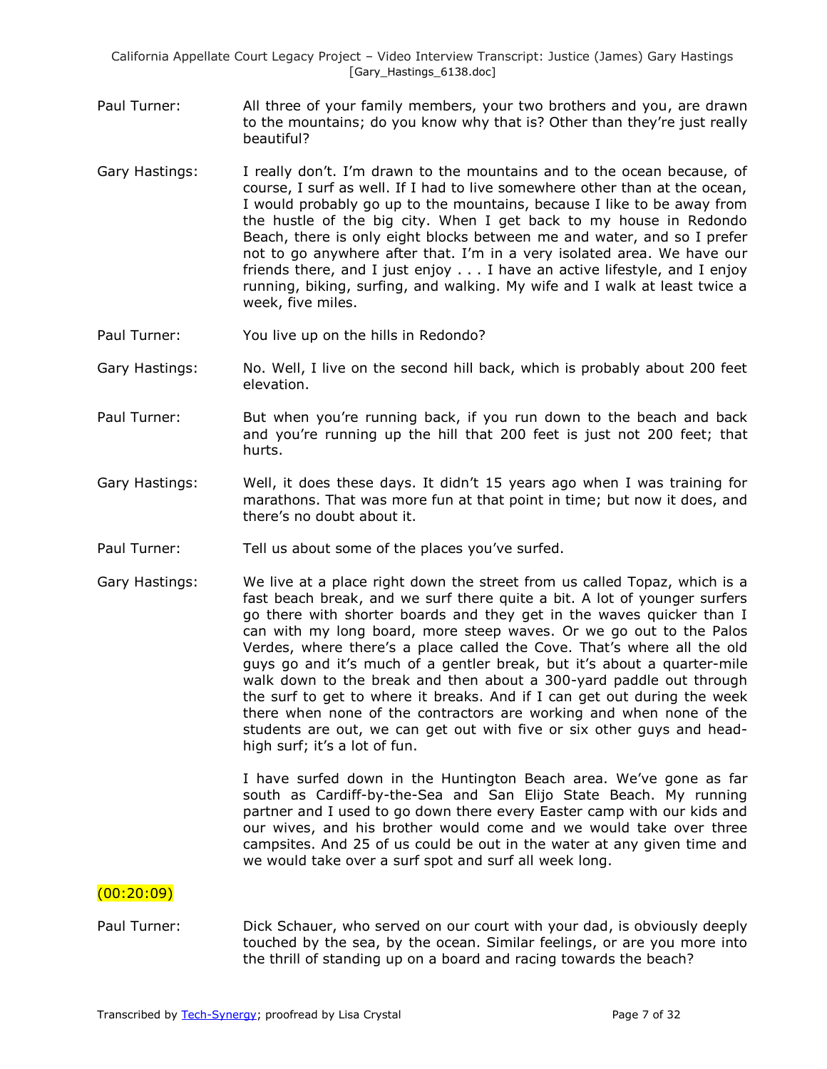Paul Turner: All three of your family members, your two brothers and you, are drawn to the mountains; do you know why that is? Other than they're just really beautiful?

Gary Hastings: I really don't. I'm drawn to the mountains and to the ocean because, of course, I surf as well. If I had to live somewhere other than at the ocean, I would probably go up to the mountains, because I like to be away from the hustle of the big city. When I get back to my house in Redondo Beach, there is only eight blocks between me and water, and so I prefer not to go anywhere after that. I'm in a very isolated area. We have our friends there, and I just enjoy . . . I have an active lifestyle, and I enjoy running, biking, surfing, and walking. My wife and I walk at least twice a week, five miles.

Paul Turner: You live up on the hills in Redondo?

Gary Hastings: No. Well, I live on the second hill back, which is probably about 200 feet elevation.

Paul Turner: But when you're running back, if you run down to the beach and back and you're running up the hill that 200 feet is just not 200 feet; that hurts.

Gary Hastings: Well, it does these days. It didn't 15 years ago when I was training for marathons. That was more fun at that point in time; but now it does, and there's no doubt about it.

Paul Turner: Tell us about some of the places you've surfed.

Gary Hastings: We live at a place right down the street from us called Topaz, which is a fast beach break, and we surf there quite a bit. A lot of younger surfers go there with shorter boards and they get in the waves quicker than I can with my long board, more steep waves. Or we go out to the Palos Verdes, where there's a place called the Cove. That's where all the old guys go and it's much of a gentler break, but it's about a quarter-mile walk down to the break and then about a 300-yard paddle out through the surf to get to where it breaks. And if I can get out during the week there when none of the contractors are working and when none of the students are out, we can get out with five or six other guys and head-high surf; it's a lot of fun.

I have surfed down in the Huntington Beach area. We've gone as far south as Cardiff-by-the-Sea and San Elijo State Beach. My running partner and I used to go down there every Easter camp with our kids and our wives, and his brother would come and we would take over three campsites. And 25 of us could be out in the water at any given time and we would take over a surf spot and surf all week long.

(00:20:09)

Paul Turner: Dick Schauer, who served on our court with your dad, is obviously deeply touched by the sea, by the ocean. Similar feelings, or are you more into the thrill of standing up on a board and racing towards the beach?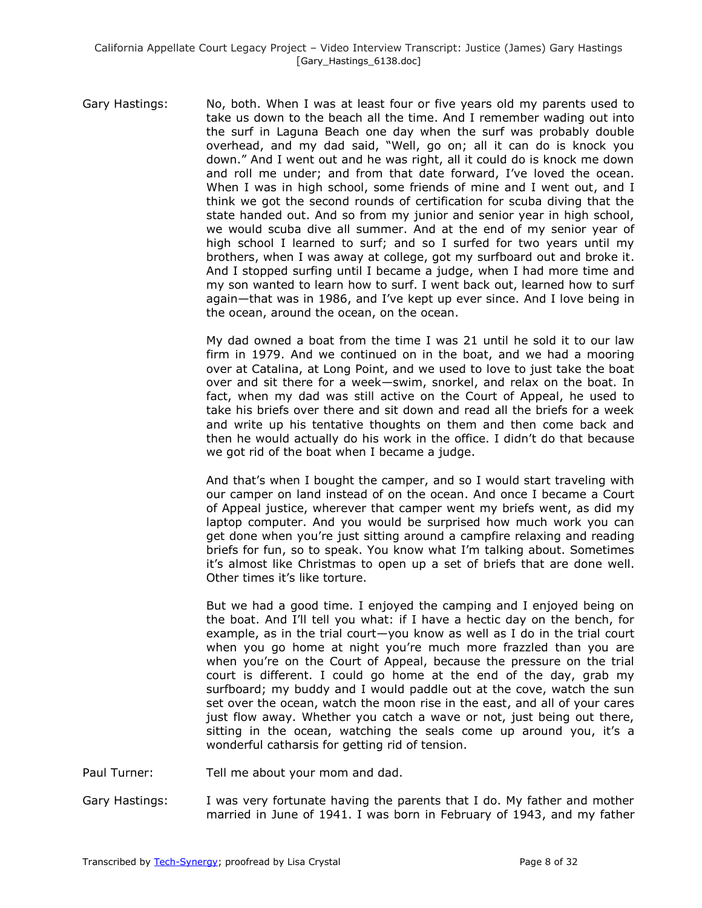Gary Hastings: No, both. When I was at least four or five years old my parents used to take us down to the beach all the time. And I remember wading out into the surf in Laguna Beach one day when the surf was probably double overhead, and my dad said, "Well, go on; all it can do is knock you down." And I went out and he was right, all it could do is knock me down and roll me under; and from that date forward, I've loved the ocean. When I was in high school, some friends of mine and I went out, and I think we got the second rounds of certification for scuba diving that the state handed out. And so from my junior and senior year in high school, we would scuba dive all summer. And at the end of my senior year of high school I learned to surf; and so I surfed for two years until my brothers, when I was away at college, got my surfboard out and broke it. And I stopped surfing until I became a judge, when I had more time and my son wanted to learn how to surf. I went back out, learned how to surf again—that was in 1986, and I've kept up ever since. And I love being in the ocean, around the ocean, on the ocean.

My dad owned a boat from the time I was 21 until he sold it to our law firm in 1979. And we continued on in the boat, and we had a mooring over at Catalina, at Long Point, and we used to love to just take the boat over and sit there for a week—swim, snorkel, and relax on the boat. In fact, when my dad was still active on the Court of Appeal, he used to take his briefs over there and sit down and read all the briefs for a week and write up his tentative thoughts on them and then come back and then he would actually do his work in the office. I didn't do that because we got rid of the boat when I became a judge.

And that's when I bought the camper, and so I would start traveling with our camper on land instead of on the ocean. And once I became a Court of Appeal justice, wherever that camper went my briefs went, as did my laptop computer. And you would be surprised how much work you can get done when you're just sitting around a campfire relaxing and reading briefs for fun, so to speak. You know what I'm talking about. Sometimes it's almost like Christmas to open up a set of briefs that are done well. Other times it's like torture.

But we had a good time. I enjoyed the camping and I enjoyed being on the boat. And I'll tell you what: if I have a hectic day on the bench, for example, as in the trial court—you know as well as I do in the trial court when you go home at night you're much more frazzled than you are when you're on the Court of Appeal, because the pressure on the trial court is different. I could go home at the end of the day, grab my surfboard; my buddy and I would paddle out at the cove, watch the sun set over the ocean, watch the moon rise in the east, and all of your cares just flow away. Whether you catch a wave or not, just being out there, sitting in the ocean, watching the seals come up around you, it's a wonderful catharsis for getting rid of tension.

Paul Turner: Tell me about your mom and dad.

Gary Hastings: I was very fortunate having the parents that I do. My father and mother married in June of 1941. I was born in February of 1943, and my father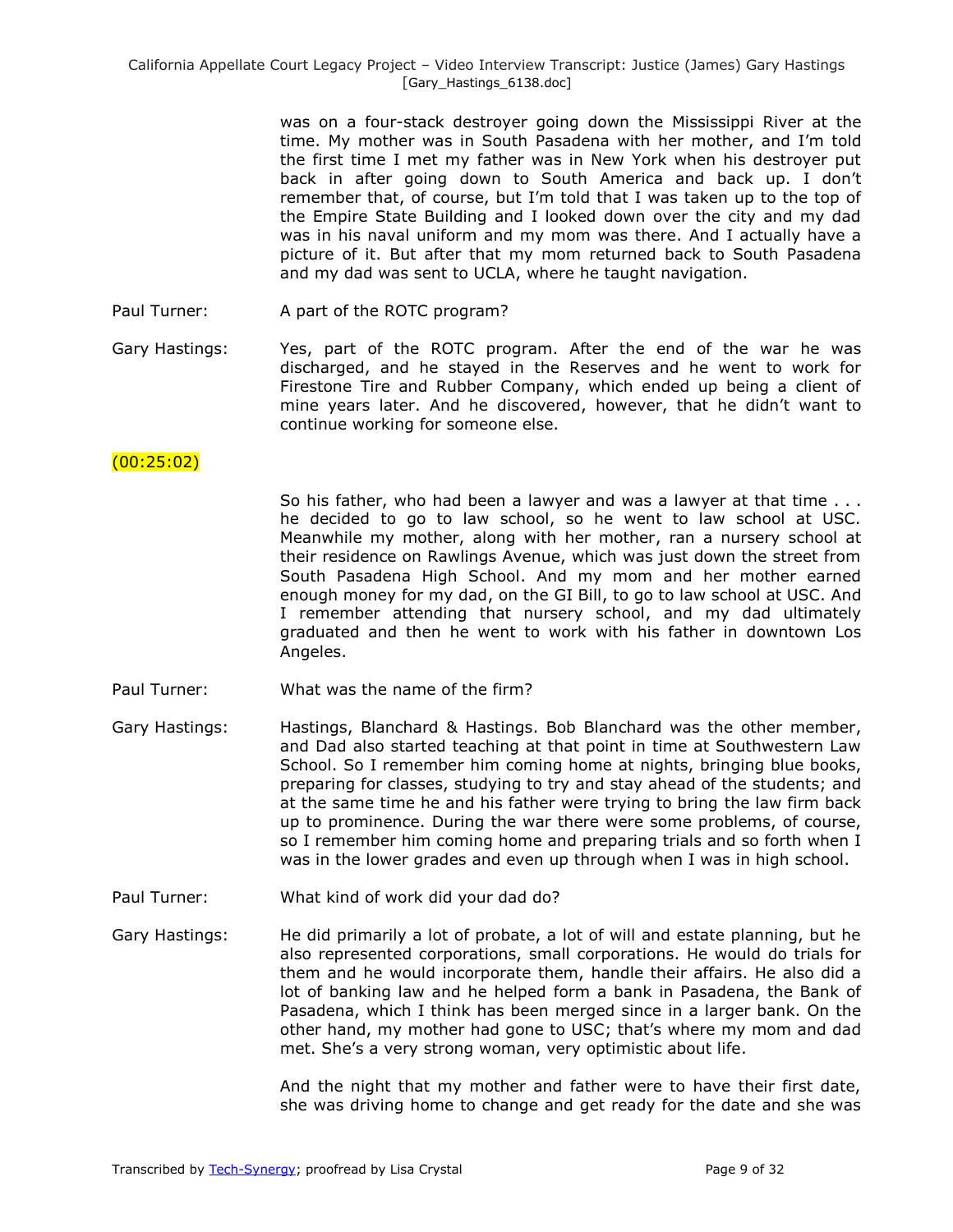was on a four-stack destroyer going down the Mississippi River at the time. My mother was in South Pasadena with her mother, and I'm told the first time I met my father was in New York when his destroyer put back in after going down to South America and back up. I don't remember that, of course, but I'm told that I was taken up to the top of the Empire State Building and I looked down over the city and my dad was in his naval uniform and my mom was there. And I actually have a picture of it. But after that my mom returned back to South Pasadena and my dad was sent to UCLA, where he taught navigation.

Paul Turner: A part of the ROTC program?

Gary Hastings: Yes, part of the ROTC program. After the end of the war he was discharged, and he stayed in the Reserves and he went to work for Firestone Tire and Rubber Company, which ended up being a client of mine years later. And he discovered, however, that he didn't want to continue working for someone else.

(00:25:02)

So his father, who had been a lawyer and was a lawyer at that time . . . he decided to go to law school, so he went to law school at USC. Meanwhile my mother, along with her mother, ran a nursery school at their residence on Rawlings Avenue, which was just down the street from South Pasadena High School. And my mom and her mother earned enough money for my dad, on the GI Bill, to go to law school at USC. And I remember attending that nursery school, and my dad ultimately graduated and then he went to work with his father in downtown Los Angeles.

Paul Turner: What was the name of the firm?

Gary Hastings: Hastings, Blanchard & Hastings. Bob Blanchard was the other member, and Dad also started teaching at that point in time at Southwestern Law School. So I remember him coming home at nights, bringing blue books, preparing for classes, studying to try and stay ahead of the students; and at the same time he and his father were trying to bring the law firm back up to prominence. During the war there were some problems, of course, so I remember him coming home and preparing trials and so forth when I was in the lower grades and even up through when I was in high school.

Paul Turner: What kind of work did your dad do?

Gary Hastings: He did primarily a lot of probate, a lot of will and estate planning, but he also represented corporations, small corporations. He would do trials for them and he would incorporate them, handle their affairs. He also did a lot of banking law and he helped form a bank in Pasadena, the Bank of Pasadena, which I think has been merged since in a larger bank. On the other hand, my mother had gone to USC; that's where my mom and dad met. She's a very strong woman, very optimistic about life.

And the night that my mother and father were to have their first date, she was driving home to change and get ready for the date and she was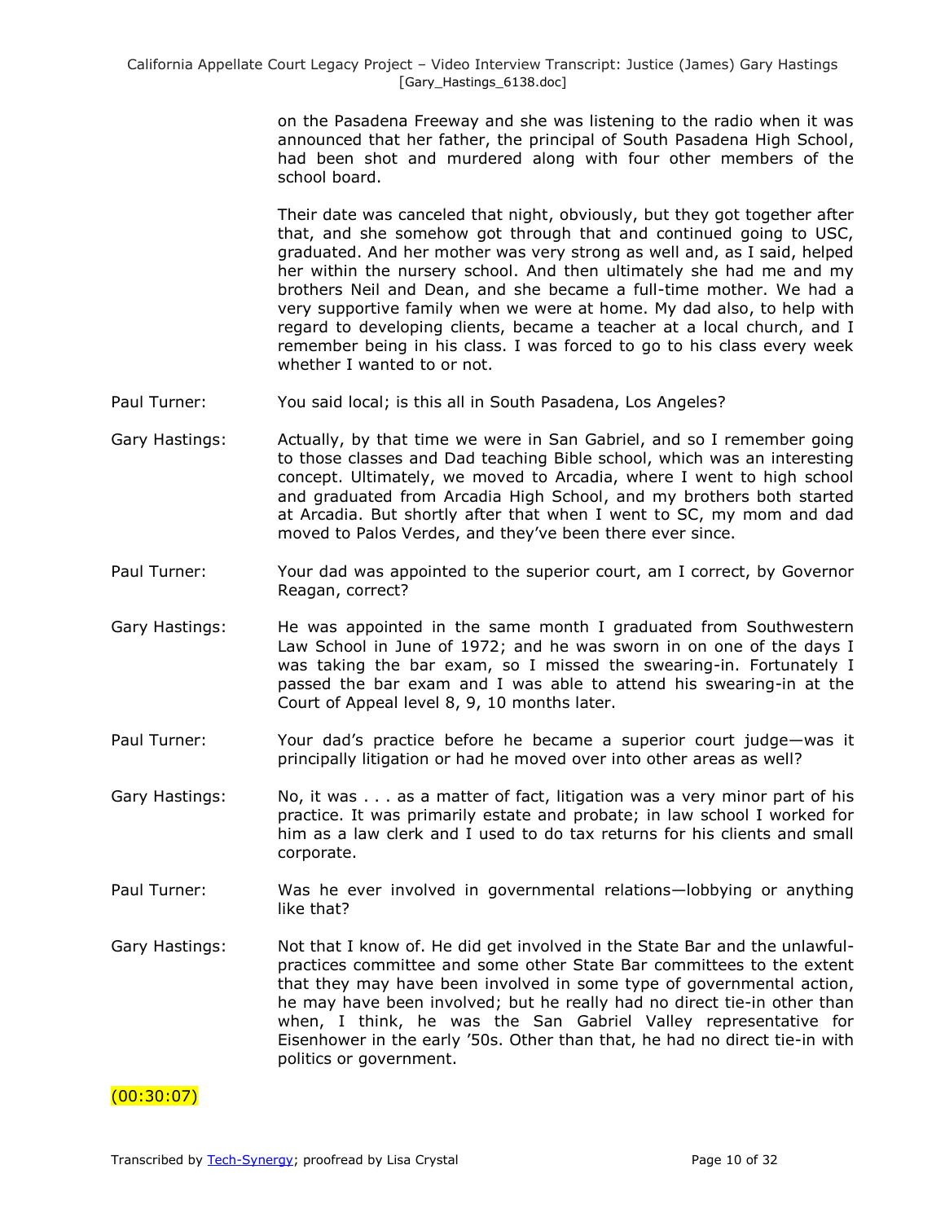on the Pasadena Freeway and she was listening to the radio when it was announced that her father, the principal of South Pasadena High School, had been shot and murdered along with four other members of the school board.

Their date was canceled that night, obviously, but they got together after that, and she somehow got through that and continued going to USC, graduated. And her mother was very strong as well and, as I said, helped her within the nursery school. And then ultimately she had me and my brothers Neil and Dean, and she became a full-time mother. We had a very supportive family when we were at home. My dad also, to help with regard to developing clients, became a teacher at a local church, and I remember being in his class. I was forced to go to his class every week whether I wanted to or not.

Paul Turner: You said local; is this all in South Pasadena, Los Angeles?

Gary Hastings: Actually, by that time we were in San Gabriel, and so I remember going to those classes and Dad teaching Bible school, which was an interesting concept. Ultimately, we moved to Arcadia, where I went to high school and graduated from Arcadia High School, and my brothers both started at Arcadia. But shortly after that when I went to SC, my mom and dad moved to Palos Verdes, and they've been there ever since.

Paul Turner: Your dad was appointed to the superior court, am I correct, by Governor Reagan, correct?

Gary Hastings: He was appointed in the same month I graduated from Southwestern Law School in June of 1972; and he was sworn in on one of the days I was taking the bar exam, so I missed the swearing-in. Fortunately I passed the bar exam and I was able to attend his swearing-in at the Court of Appeal level 8, 9, 10 months later.

Paul Turner: Your dad's practice before he became a superior court judge—was it principally litigation or had he moved over into other areas as well?

Gary Hastings: No, it was . . . as a matter of fact, litigation was a very minor part of his practice. It was primarily estate and probate; in law school I worked for him as a law clerk and I used to do tax returns for his clients and small corporate.

Paul Turner: Was he ever involved in governmental relations—lobbying or anything like that?

Gary Hastings: Not that I know of. He did get involved in the State Bar and the unlawful-practices committee and some other State Bar committees to the extent that they may have been involved in some type of governmental action, he may have been involved; but he really had no direct tie-in other than when, I think, he was the San Gabriel Valley representative for Eisenhower in the early '50s. Other than that, he had no direct tie-in with politics or government.

(00:30:07)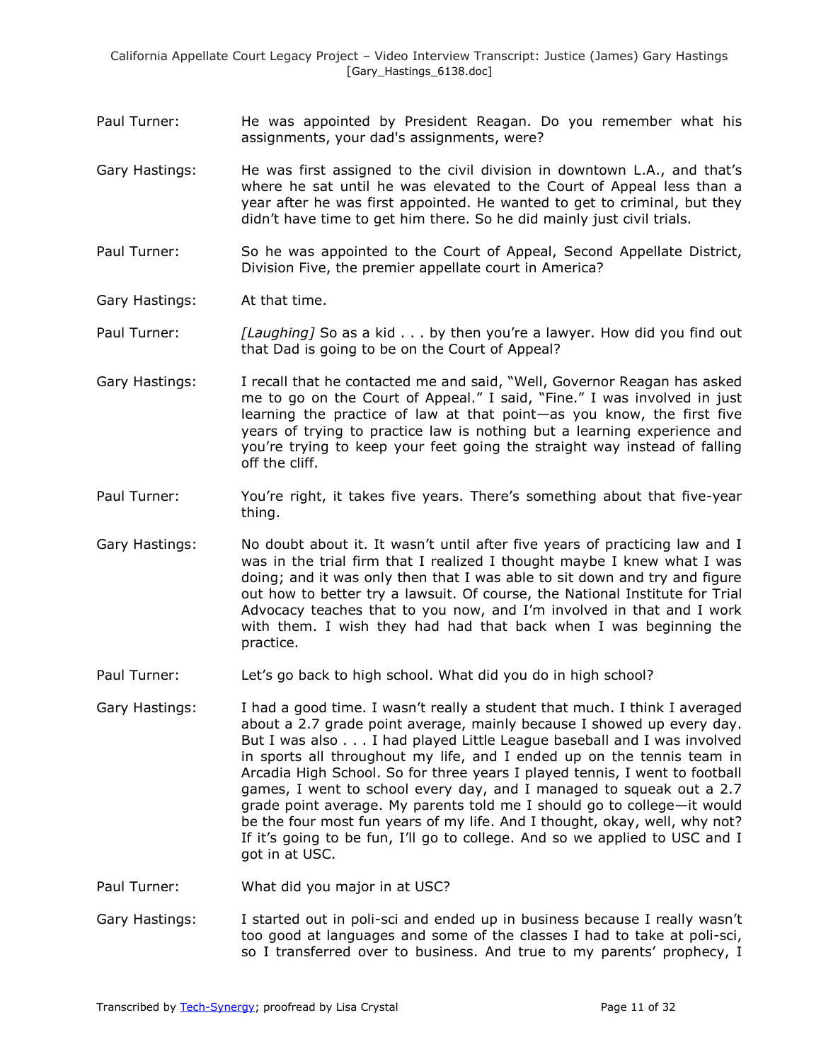Paul Turner: He was appointed by President Reagan. Do you remember what his assignments, your dad's assignments, were?

Gary Hastings: He was first assigned to the civil division in downtown L.A., and that's where he sat until he was elevated to the Court of Appeal less than a year after he was first appointed. He wanted to get to criminal, but they didn't have time to get him there. So he did mainly just civil trials.

Paul Turner: So he was appointed to the Court of Appeal, Second Appellate District, Division Five, the premier appellate court in America?

Gary Hastings: At that time.

Paul Turner: *[Laughing]* So as a kid . . . by then you're a lawyer. How did you find out that Dad is going to be on the Court of Appeal?

Gary Hastings: I recall that he contacted me and said, "Well, Governor Reagan has asked me to go on the Court of Appeal." I said, "Fine." I was involved in just learning the practice of law at that point—as you know, the first five years of trying to practice law is nothing but a learning experience and you're trying to keep your feet going the straight way instead of falling off the cliff.

Paul Turner: You're right, it takes five years. There's something about that five-year thing.

Gary Hastings: No doubt about it. It wasn't until after five years of practicing law and I was in the trial firm that I realized I thought maybe I knew what I was doing; and it was only then that I was able to sit down and try and figure out how to better try a lawsuit. Of course, the National Institute for Trial Advocacy teaches that to you now, and I'm involved in that and I work with them. I wish they had had that back when I was beginning the practice.

Paul Turner: Let's go back to high school. What did you do in high school?

Gary Hastings: I had a good time. I wasn't really a student that much. I think I averaged about a 2.7 grade point average, mainly because I showed up every day. But I was also . . . I had played Little League baseball and I was involved in sports all throughout my life, and I ended up on the tennis team in Arcadia High School. So for three years I played tennis, I went to football games, I went to school every day, and I managed to squeak out a 2.7 grade point average. My parents told me I should go to college—it would be the four most fun years of my life. And I thought, okay, well, why not? If it's going to be fun, I'll go to college. And so we applied to USC and I got in at USC.

Paul Turner: What did you major in at USC?

Gary Hastings: I started out in poli-sci and ended up in business because I really wasn't too good at languages and some of the classes I had to take at poli-sci, so I transferred over to business. And true to my parents' prophecy, I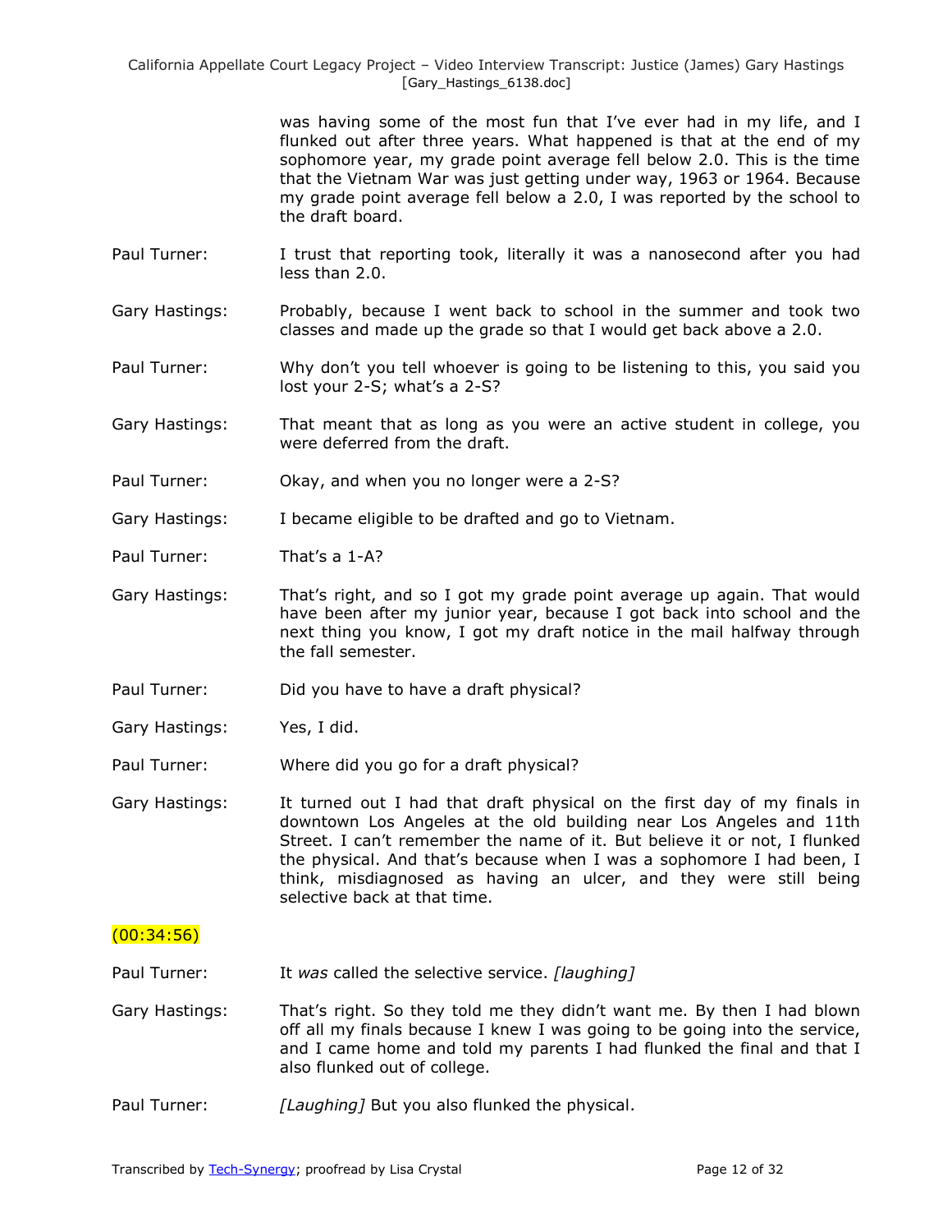was having some of the most fun that I've ever had in my life, and I flunked out after three years. What happened is that at the end of my sophomore year, my grade point average fell below 2.0. This is the time that the Vietnam War was just getting under way, 1963 or 1964. Because my grade point average fell below a 2.0, I was reported by the school to the draft board.

Paul Turner: I trust that reporting took, literally it was a nanosecond after you had less than 2.0.

Gary Hastings: Probably, because I went back to school in the summer and took two classes and made up the grade so that I would get back above a 2.0.

Paul Turner: Why don't you tell whoever is going to be listening to this, you said you lost your 2-S; what's a 2-S?

Gary Hastings: That meant that as long as you were an active student in college, you were deferred from the draft.

Paul Turner: Okay, and when you no longer were a 2-S?

Gary Hastings: I became eligible to be drafted and go to Vietnam.

Paul Turner: That's a 1-A?

Gary Hastings: That's right, and so I got my grade point average up again. That would have been after my junior year, because I got back into school and the next thing you know, I got my draft notice in the mail halfway through the fall semester.

Paul Turner: Did you have to have a draft physical?

Gary Hastings: Yes, I did.

Paul Turner: Where did you go for a draft physical?

Gary Hastings: It turned out I had that draft physical on the first day of my finals in downtown Los Angeles at the old building near Los Angeles and 11th Street. I can't remember the name of it. But believe it or not, I flunked the physical. And that's because when I was a sophomore I had been, I think, misdiagnosed as having an ulcer, and they were still being selective back at that time.

(00:34:56)

Paul Turner: It *was* called the selective service. *[laughing]*

Gary Hastings: That's right. So they told me they didn't want me. By then I had blown off all my finals because I knew I was going to be going into the service, and I came home and told my parents I had flunked the final and that I also flunked out of college.

Paul Turner: *[Laughing]* But you also flunked the physical.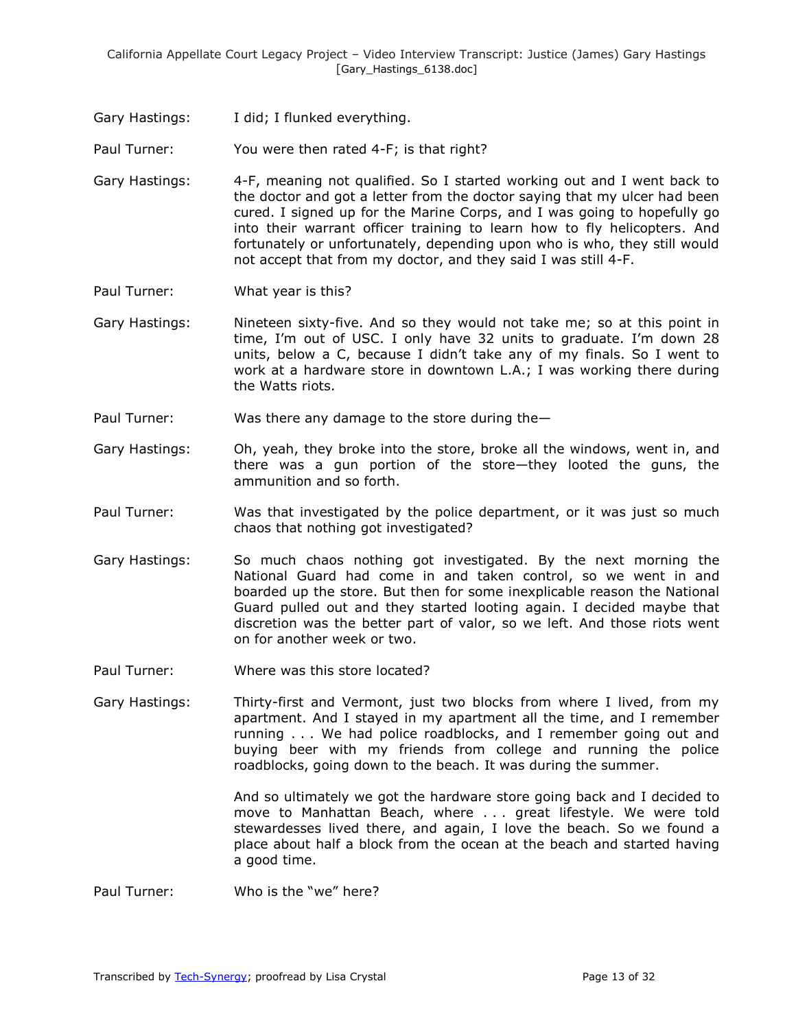Gary Hastings: I did; I flunked everything.

Paul Turner: You were then rated 4-F; is that right?

Gary Hastings: 4-F, meaning not qualified. So I started working out and I went back to the doctor and got a letter from the doctor saying that my ulcer had been cured. I signed up for the Marine Corps, and I was going to hopefully go into their warrant officer training to learn how to fly helicopters. And fortunately or unfortunately, depending upon who is who, they still would not accept that from my doctor, and they said I was still 4-F.

Paul Turner: What year is this?

Gary Hastings: Nineteen sixty-five. And so they would not take me; so at this point in time, I'm out of USC. I only have 32 units to graduate. I'm down 28 units, below a C, because I didn't take any of my finals. So I went to work at a hardware store in downtown L.A.; I was working there during the Watts riots.

Paul Turner: Was there any damage to the store during the—

Gary Hastings: Oh, yeah, they broke into the store, broke all the windows, went in, and there was a gun portion of the store—they looted the guns, the ammunition and so forth.

Paul Turner: Was that investigated by the police department, or it was just so much chaos that nothing got investigated?

Gary Hastings: So much chaos nothing got investigated. By the next morning the National Guard had come in and taken control, so we went in and boarded up the store. But then for some inexplicable reason the National Guard pulled out and they started looting again. I decided maybe that discretion was the better part of valor, so we left. And those riots went on for another week or two.

Paul Turner: Where was this store located?

Gary Hastings: Thirty-first and Vermont, just two blocks from where I lived, from my apartment. And I stayed in my apartment all the time, and I remember running . . . We had police roadblocks, and I remember going out and buying beer with my friends from college and running the police roadblocks, going down to the beach. It was during the summer.

And so ultimately we got the hardware store going back and I decided to move to Manhattan Beach, where . . . great lifestyle. We were told stewardesses lived there, and again, I love the beach. So we found a place about half a block from the ocean at the beach and started having a good time.

Paul Turner: Who is the "we" here?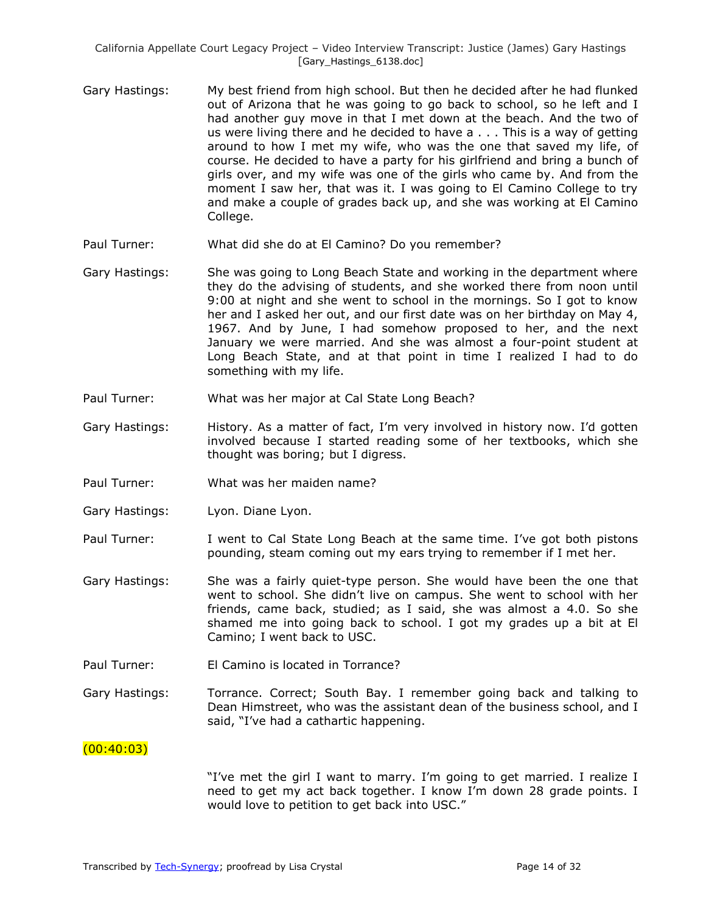Gary Hastings: My best friend from high school. But then he decided after he had flunked out of Arizona that he was going to go back to school, so he left and I had another guy move in that I met down at the beach. And the two of us were living there and he decided to have a . . . This is a way of getting around to how I met my wife, who was the one that saved my life, of course. He decided to have a party for his girlfriend and bring a bunch of girls over, and my wife was one of the girls who came by. And from the moment I saw her, that was it. I was going to El Camino College to try and make a couple of grades back up, and she was working at El Camino College.

Paul Turner: What did she do at El Camino? Do you remember?

Gary Hastings: She was going to Long Beach State and working in the department where they do the advising of students, and she worked there from noon until 9:00 at night and she went to school in the mornings. So I got to know her and I asked her out, and our first date was on her birthday on May 4, 1967. And by June, I had somehow proposed to her, and the next January we were married. And she was almost a four-point student at Long Beach State, and at that point in time I realized I had to do something with my life.

Paul Turner: What was her major at Cal State Long Beach?

Gary Hastings: History. As a matter of fact, I'm very involved in history now. I'd gotten involved because I started reading some of her textbooks, which she thought was boring; but I digress.

Paul Turner: What was her maiden name?

Gary Hastings: Lyon. Diane Lyon.

Paul Turner: I went to Cal State Long Beach at the same time. I've got both pistons pounding, steam coming out my ears trying to remember if I met her.

Gary Hastings: She was a fairly quiet-type person. She would have been the one that went to school. She didn't live on campus. She went to school with her friends, came back, studied; as I said, she was almost a 4.0. So she shamed me into going back to school. I got my grades up a bit at El Camino; I went back to USC.

Paul Turner: El Camino is located in Torrance?

Gary Hastings: Torrance. Correct; South Bay. I remember going back and talking to Dean Himstreet, who was the assistant dean of the business school, and I said, "I've had a cathartic happening.

(00:40:03)

"I've met the girl I want to marry. I'm going to get married. I realize I need to get my act back together. I know I'm down 28 grade points. I would love to petition to get back into USC."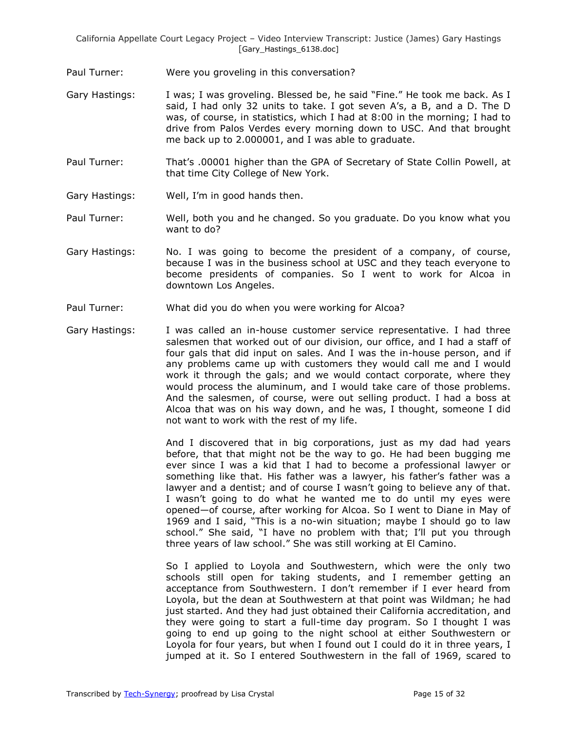Paul Turner: Were you groveling in this conversation?

Gary Hastings: I was; I was groveling. Blessed be, he said "Fine." He took me back. As I said, I had only 32 units to take. I got seven A's, a B, and a D. The D was, of course, in statistics, which I had at 8:00 in the morning; I had to drive from Palos Verdes every morning down to USC. And that brought me back up to 2.000001, and I was able to graduate.

Paul Turner: That's .00001 higher than the GPA of Secretary of State Collin Powell, at that time City College of New York.

Gary Hastings: Well, I'm in good hands then.

Paul Turner: Well, both you and he changed. So you graduate. Do you know what you want to do?

Gary Hastings: No. I was going to become the president of a company, of course, because I was in the business school at USC and they teach everyone to become presidents of companies. So I went to work for Alcoa in downtown Los Angeles.

Paul Turner: What did you do when you were working for Alcoa?

Gary Hastings: I was called an in-house customer service representative. I had three salesmen that worked out of our division, our office, and I had a staff of four gals that did input on sales. And I was the in-house person, and if any problems came up with customers they would call me and I would work it through the gals; and we would contact corporate, where they would process the aluminum, and I would take care of those problems. And the salesmen, of course, were out selling product. I had a boss at Alcoa that was on his way down, and he was, I thought, someone I did not want to work with the rest of my life.

And I discovered that in big corporations, just as my dad had years before, that that might not be the way to go. He had been bugging me ever since I was a kid that I had to become a professional lawyer or something like that. His father was a lawyer, his father's father was a lawyer and a dentist; and of course I wasn't going to believe any of that. I wasn't going to do what he wanted me to do until my eyes were opened—of course, after working for Alcoa. So I went to Diane in May of 1969 and I said, "This is a no-win situation; maybe I should go to law school." She said, "I have no problem with that; I'll put you through three years of law school." She was still working at El Camino.

So I applied to Loyola and Southwestern, which were the only two schools still open for taking students, and I remember getting an acceptance from Southwestern. I don't remember if I ever heard from Loyola, but the dean at Southwestern at that point was Wildman; he had just started. And they had just obtained their California accreditation, and they were going to start a full-time day program. So I thought I was going to end up going to the night school at either Southwestern or Loyola for four years, but when I found out I could do it in three years, I jumped at it. So I entered Southwestern in the fall of 1969, scared to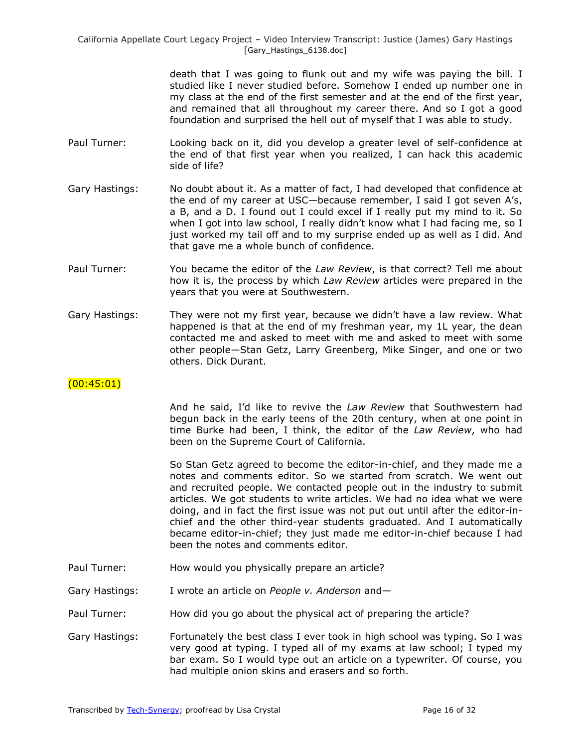death that I was going to flunk out and my wife was paying the bill. I studied like I never studied before. Somehow I ended up number one in my class at the end of the first semester and at the end of the first year, and remained that all throughout my career there. And so I got a good foundation and surprised the hell out of myself that I was able to study.

Paul Turner: Looking back on it, did you develop a greater level of self-confidence at the end of that first year when you realized, I can hack this academic side of life?

Gary Hastings: No doubt about it. As a matter of fact, I had developed that confidence at the end of my career at USC—because remember, I said I got seven A's, a B, and a D. I found out I could excel if I really put my mind to it. So when I got into law school, I really didn't know what I had facing me, so I just worked my tail off and to my surprise ended up as well as I did. And that gave me a whole bunch of confidence.

Paul Turner: You became the editor of the *Law Review*, is that correct? Tell me about how it is, the process by which *Law Review* articles were prepared in the years that you were at Southwestern.

Gary Hastings: They were not my first year, because we didn't have a law review. What happened is that at the end of my freshman year, my 1L year, the dean contacted me and asked to meet with me and asked to meet with some other people—Stan Getz, Larry Greenberg, Mike Singer, and one or two others. Dick Durant.

(00:45:01)

And he said, I'd like to revive the *Law Review* that Southwestern had begun back in the early teens of the 20th century, when at one point in time Burke had been, I think, the editor of the *Law Review*, who had been on the Supreme Court of California.

So Stan Getz agreed to become the editor-in-chief, and they made me a notes and comments editor. So we started from scratch. We went out and recruited people. We contacted people out in the industry to submit articles. We got students to write articles. We had no idea what we were doing, and in fact the first issue was not put out until after the editor-in-chief and the other third-year students graduated. And I automatically became editor-in-chief; they just made me editor-in-chief because I had been the notes and comments editor.

Paul Turner: How would you physically prepare an article?

Gary Hastings: I wrote an article on *People v. Anderson* and—

Paul Turner: How did you go about the physical act of preparing the article?

Gary Hastings: Fortunately the best class I ever took in high school was typing. So I was very good at typing. I typed all of my exams at law school; I typed my bar exam. So I would type out an article on a typewriter. Of course, you had multiple onion skins and erasers and so forth.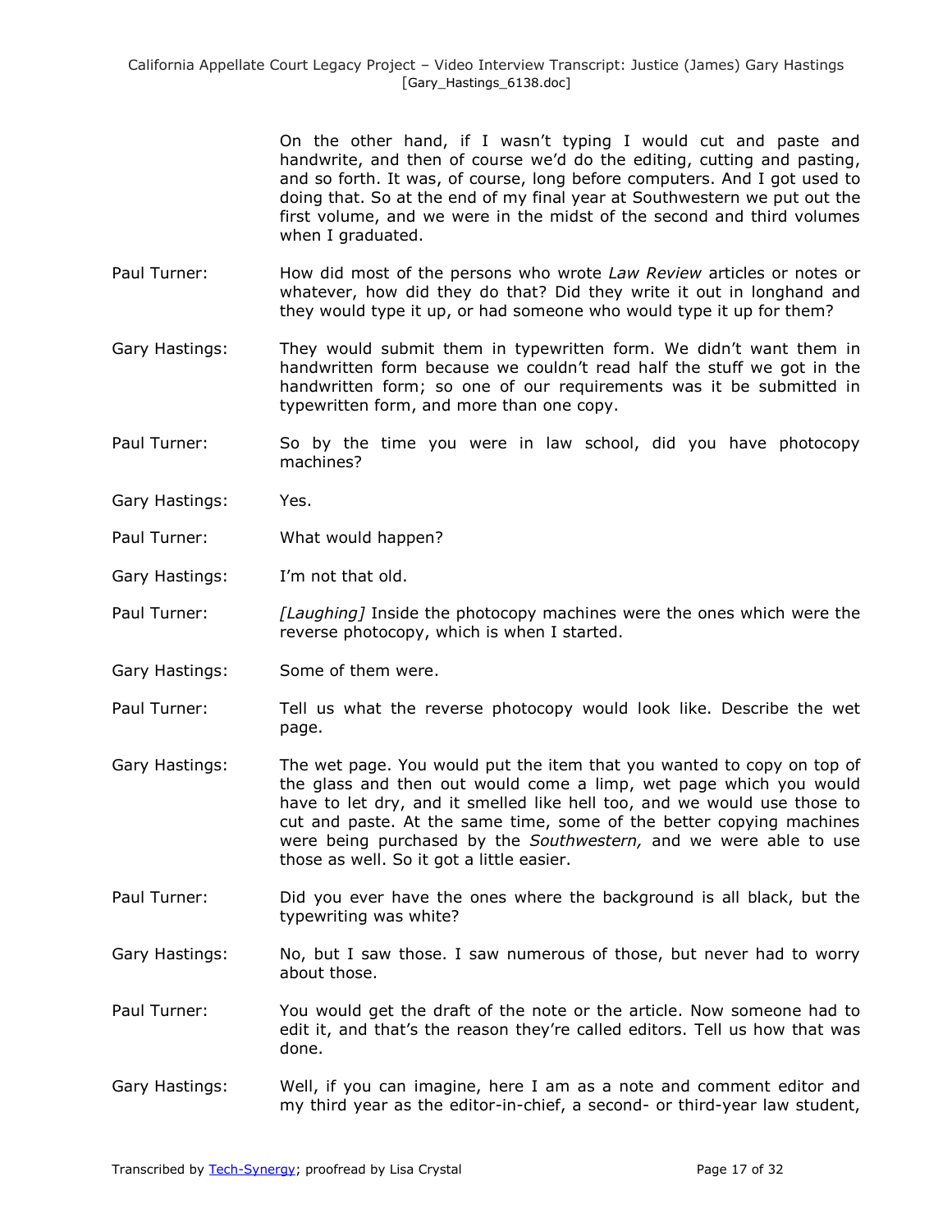On the other hand, if I wasn't typing I would cut and paste and handwrite, and then of course we'd do the editing, cutting and pasting, and so forth. It was, of course, long before computers. And I got used to doing that. So at the end of my final year at Southwestern we put out the first volume, and we were in the midst of the second and third volumes when I graduated.

Paul Turner: How did most of the persons who wrote *Law Review* articles or notes or whatever, how did they do that? Did they write it out in longhand and they would type it up, or had someone who would type it up for them?

Gary Hastings: They would submit them in typewritten form. We didn't want them in handwritten form because we couldn't read half the stuff we got in the handwritten form; so one of our requirements was it be submitted in typewritten form, and more than one copy.

Paul Turner: So by the time you were in law school, did you have photocopy machines?

Gary Hastings: Yes.

Paul Turner: What would happen?

Gary Hastings: I'm not that old.

Paul Turner: *[Laughing]* Inside the photocopy machines were the ones which were the reverse photocopy, which is when I started.

Gary Hastings: Some of them were.

Paul Turner: Tell us what the reverse photocopy would look like. Describe the wet page.

Gary Hastings: The wet page. You would put the item that you wanted to copy on top of the glass and then out would come a limp, wet page which you would have to let dry, and it smelled like hell too, and we would use those to cut and paste. At the same time, some of the better copying machines were being purchased by the *Southwestern,* and we were able to use those as well. So it got a little easier.

Paul Turner: Did you ever have the ones where the background is all black, but the typewriting was white?

Gary Hastings: No, but I saw those. I saw numerous of those, but never had to worry about those.

Paul Turner: You would get the draft of the note or the article. Now someone had to edit it, and that's the reason they're called editors. Tell us how that was done.

Gary Hastings: Well, if you can imagine, here I am as a note and comment editor and my third year as the editor-in-chief, a second- or third-year law student,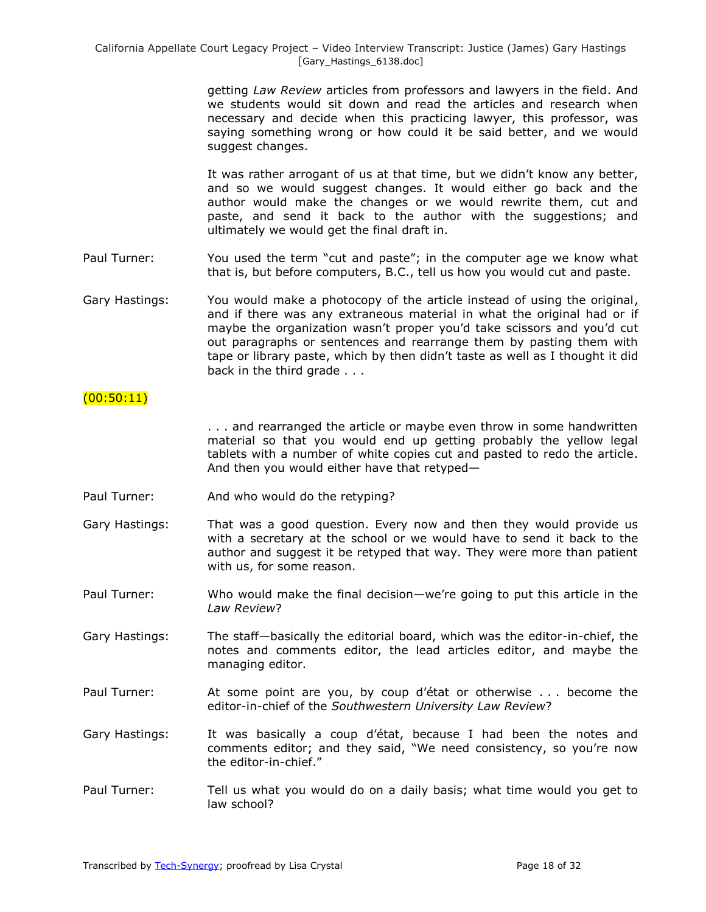getting *Law Review* articles from professors and lawyers in the field. And we students would sit down and read the articles and research when necessary and decide when this practicing lawyer, this professor, was saying something wrong or how could it be said better, and we would suggest changes.

It was rather arrogant of us at that time, but we didn't know any better, and so we would suggest changes. It would either go back and the author would make the changes or we would rewrite them, cut and paste, and send it back to the author with the suggestions; and ultimately we would get the final draft in.

Paul Turner: You used the term "cut and paste"; in the computer age we know what that is, but before computers, B.C., tell us how you would cut and paste.

Gary Hastings: You would make a photocopy of the article instead of using the original, and if there was any extraneous material in what the original had or if maybe the organization wasn't proper you'd take scissors and you'd cut out paragraphs or sentences and rearrange them by pasting them with tape or library paste, which by then didn't taste as well as I thought it did back in the third grade . . .

(00:50:11)

. . . and rearranged the article or maybe even throw in some handwritten material so that you would end up getting probably the yellow legal tablets with a number of white copies cut and pasted to redo the article. And then you would either have that retyped—

Paul Turner: And who would do the retyping?

Gary Hastings: That was a good question. Every now and then they would provide us with a secretary at the school or we would have to send it back to the author and suggest it be retyped that way. They were more than patient with us, for some reason.

Paul Turner: Who would make the final decision—we're going to put this article in the *Law Review*?

Gary Hastings: The staff—basically the editorial board, which was the editor-in-chief, the notes and comments editor, the lead articles editor, and maybe the managing editor.

Paul Turner: At some point are you, by coup d'état or otherwise . . . become the editor-in-chief of the *Southwestern University Law Review*?

Gary Hastings: It was basically a coup d'état, because I had been the notes and comments editor; and they said, "We need consistency, so you're now the editor-in-chief."

Paul Turner: Tell us what you would do on a daily basis; what time would you get to law school?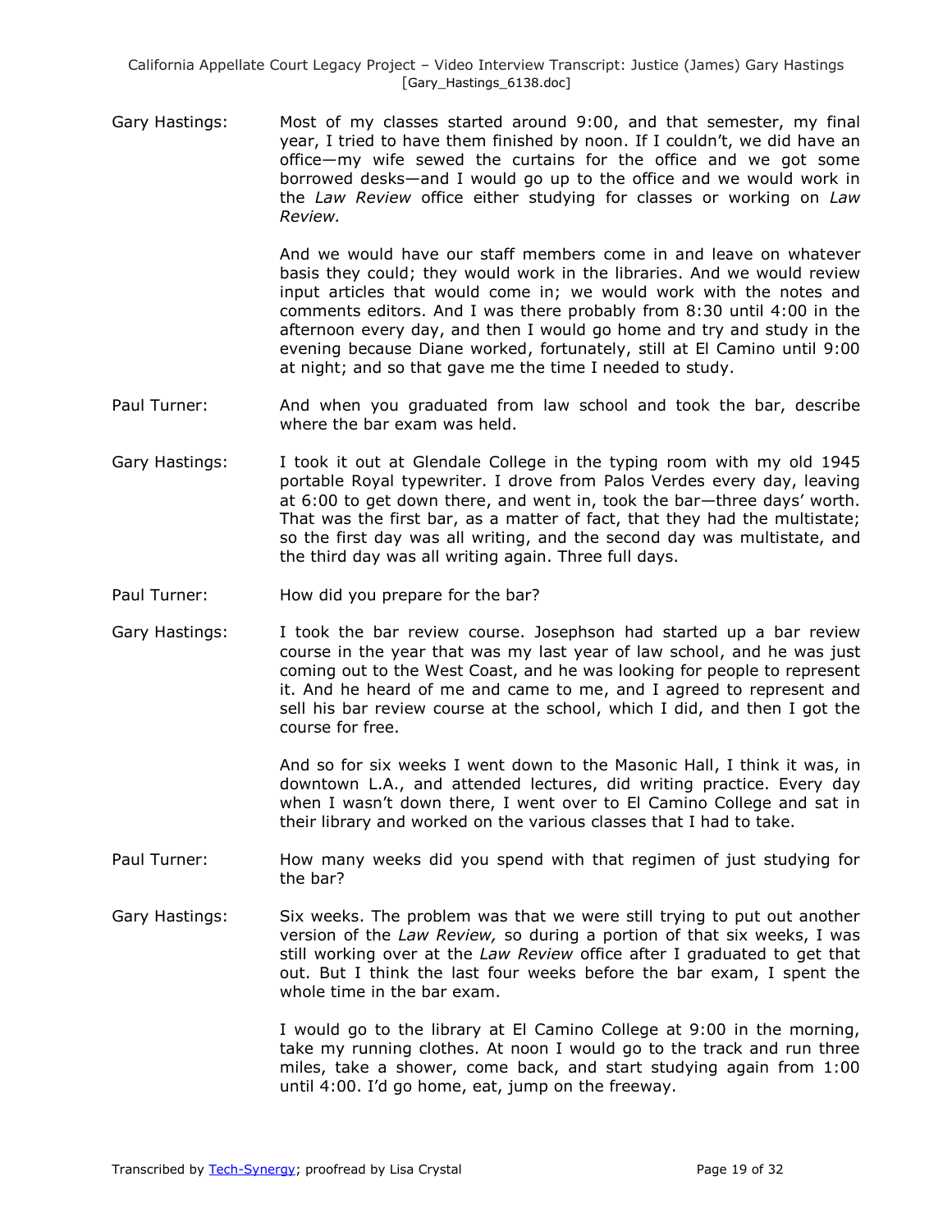Gary Hastings: Most of my classes started around 9:00, and that semester, my final year, I tried to have them finished by noon. If I couldn't, we did have an office—my wife sewed the curtains for the office and we got some borrowed desks—and I would go up to the office and we would work in the *Law Review* office either studying for classes or working on *Law Review.*

And we would have our staff members come in and leave on whatever basis they could; they would work in the libraries. And we would review input articles that would come in; we would work with the notes and comments editors. And I was there probably from 8:30 until 4:00 in the afternoon every day, and then I would go home and try and study in the evening because Diane worked, fortunately, still at El Camino until 9:00 at night; and so that gave me the time I needed to study.

Paul Turner: And when you graduated from law school and took the bar, describe where the bar exam was held.

Gary Hastings: I took it out at Glendale College in the typing room with my old 1945 portable Royal typewriter. I drove from Palos Verdes every day, leaving at 6:00 to get down there, and went in, took the bar—three days' worth. That was the first bar, as a matter of fact, that they had the multistate; so the first day was all writing, and the second day was multistate, and the third day was all writing again. Three full days.

Paul Turner: How did you prepare for the bar?

Gary Hastings: I took the bar review course. Josephson had started up a bar review course in the year that was my last year of law school, and he was just coming out to the West Coast, and he was looking for people to represent it. And he heard of me and came to me, and I agreed to represent and sell his bar review course at the school, which I did, and then I got the course for free.

And so for six weeks I went down to the Masonic Hall, I think it was, in downtown L.A., and attended lectures, did writing practice. Every day when I wasn't down there, I went over to El Camino College and sat in their library and worked on the various classes that I had to take.

Paul Turner: How many weeks did you spend with that regimen of just studying for the bar?

Gary Hastings: Six weeks. The problem was that we were still trying to put out another version of the *Law Review,* so during a portion of that six weeks, I was still working over at the *Law Review* office after I graduated to get that out. But I think the last four weeks before the bar exam, I spent the whole time in the bar exam.

I would go to the library at El Camino College at 9:00 in the morning, take my running clothes. At noon I would go to the track and run three miles, take a shower, come back, and start studying again from 1:00 until 4:00. I'd go home, eat, jump on the freeway.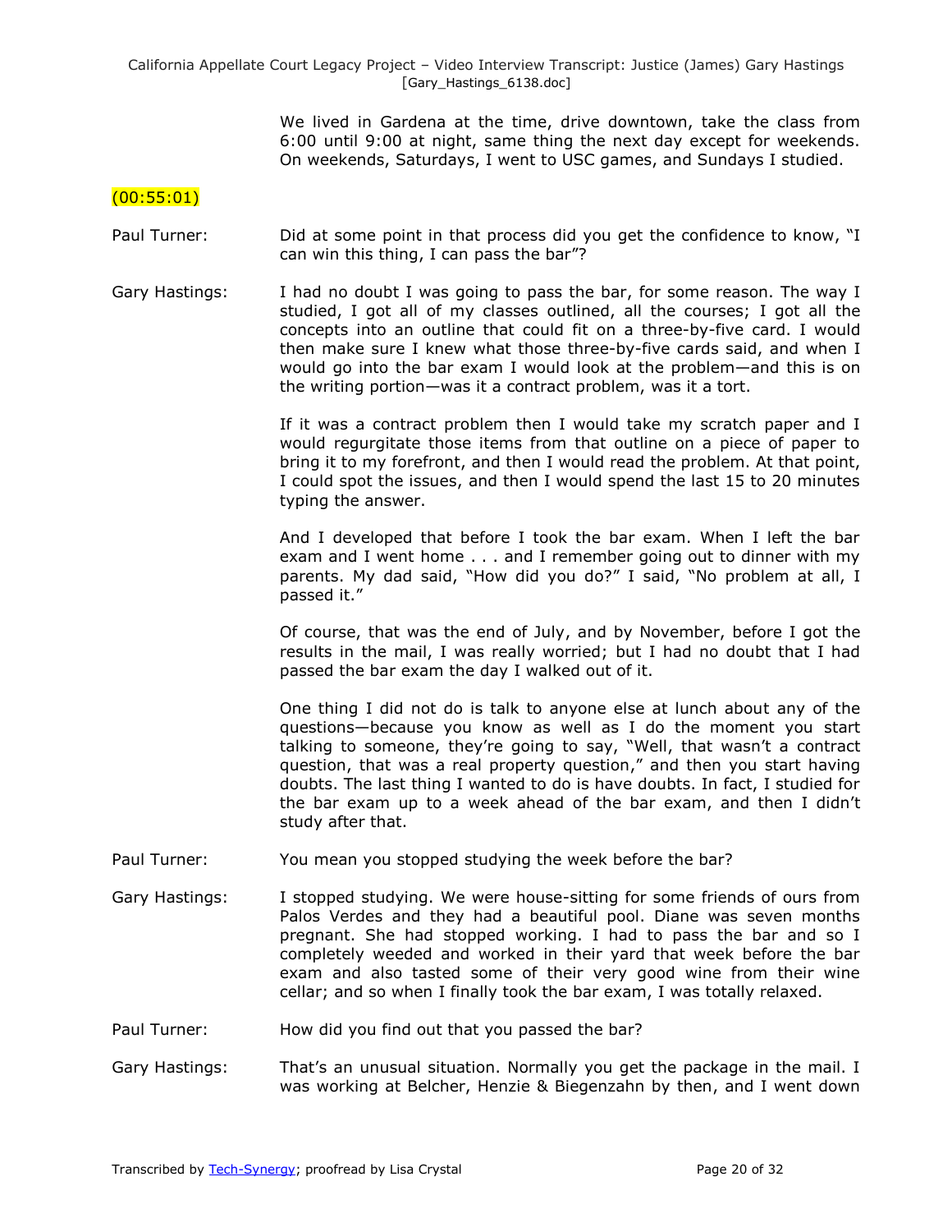We lived in Gardena at the time, drive downtown, take the class from 6:00 until 9:00 at night, same thing the next day except for weekends. On weekends, Saturdays, I went to USC games, and Sundays I studied.

(00:55:01)

Paul Turner: Did at some point in that process did you get the confidence to know, "I can win this thing, I can pass the bar"?

Gary Hastings: I had no doubt I was going to pass the bar, for some reason. The way I studied, I got all of my classes outlined, all the courses; I got all the concepts into an outline that could fit on a three-by-five card. I would then make sure I knew what those three-by-five cards said, and when I would go into the bar exam I would look at the problem—and this is on the writing portion—was it a contract problem, was it a tort.

If it was a contract problem then I would take my scratch paper and I would regurgitate those items from that outline on a piece of paper to bring it to my forefront, and then I would read the problem. At that point, I could spot the issues, and then I would spend the last 15 to 20 minutes typing the answer.

And I developed that before I took the bar exam. When I left the bar exam and I went home . . . and I remember going out to dinner with my parents. My dad said, "How did you do?" I said, "No problem at all, I passed it."

Of course, that was the end of July, and by November, before I got the results in the mail, I was really worried; but I had no doubt that I had passed the bar exam the day I walked out of it.

One thing I did not do is talk to anyone else at lunch about any of the questions—because you know as well as I do the moment you start talking to someone, they're going to say, "Well, that wasn't a contract question, that was a real property question," and then you start having doubts. The last thing I wanted to do is have doubts. In fact, I studied for the bar exam up to a week ahead of the bar exam, and then I didn't study after that.

Paul Turner: You mean you stopped studying the week before the bar?

Gary Hastings: I stopped studying. We were house-sitting for some friends of ours from Palos Verdes and they had a beautiful pool. Diane was seven months pregnant. She had stopped working. I had to pass the bar and so I completely weeded and worked in their yard that week before the bar exam and also tasted some of their very good wine from their wine cellar; and so when I finally took the bar exam, I was totally relaxed.

Paul Turner: How did you find out that you passed the bar?

Gary Hastings: That's an unusual situation. Normally you get the package in the mail. I was working at Belcher, Henzie & Biegenzahn by then, and I went down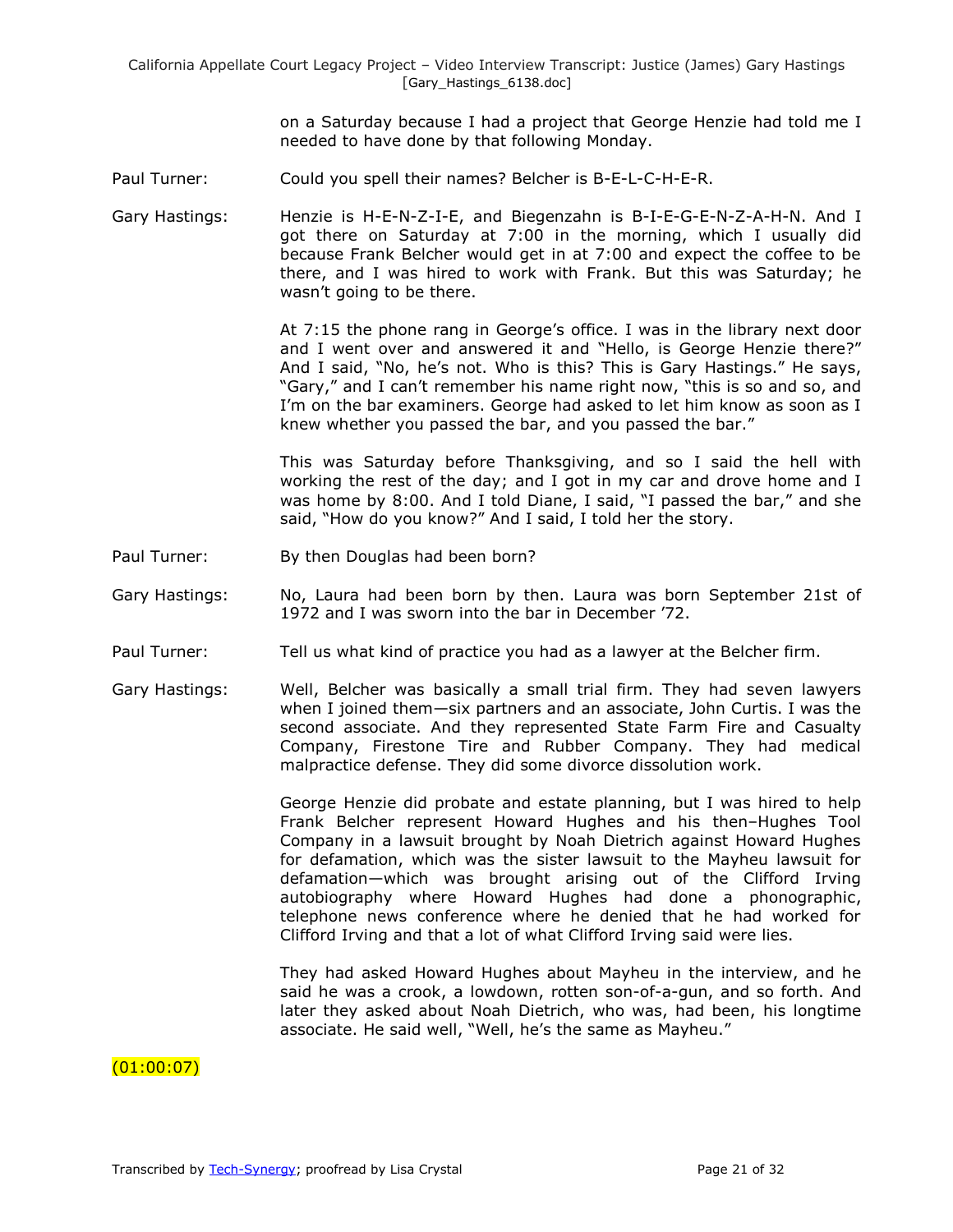on a Saturday because I had a project that George Henzie had told me I needed to have done by that following Monday.

Paul Turner: Could you spell their names? Belcher is B-E-L-C-H-E-R.

Gary Hastings: Henzie is H-E-N-Z-I-E, and Biegenzahn is B-I-E-G-E-N-Z-A-H-N. And I got there on Saturday at 7:00 in the morning, which I usually did because Frank Belcher would get in at 7:00 and expect the coffee to be there, and I was hired to work with Frank. But this was Saturday; he wasn't going to be there.

At 7:15 the phone rang in George's office. I was in the library next door and I went over and answered it and "Hello, is George Henzie there?" And I said, "No, he's not. Who is this? This is Gary Hastings." He says, "Gary," and I can't remember his name right now, "this is so and so, and I'm on the bar examiners. George had asked to let him know as soon as I knew whether you passed the bar, and you passed the bar."

This was Saturday before Thanksgiving, and so I said the hell with working the rest of the day; and I got in my car and drove home and I was home by 8:00. And I told Diane, I said, "I passed the bar," and she said, "How do you know?" And I said, I told her the story.

Paul Turner: By then Douglas had been born?

Gary Hastings: No, Laura had been born by then. Laura was born September 21st of 1972 and I was sworn into the bar in December '72.

Paul Turner: Tell us what kind of practice you had as a lawyer at the Belcher firm.

Gary Hastings: Well, Belcher was basically a small trial firm. They had seven lawyers when I joined them—six partners and an associate, John Curtis. I was the second associate. And they represented State Farm Fire and Casualty Company, Firestone Tire and Rubber Company. They had medical malpractice defense. They did some divorce dissolution work.

George Henzie did probate and estate planning, but I was hired to help Frank Belcher represent Howard Hughes and his then–Hughes Tool Company in a lawsuit brought by Noah Dietrich against Howard Hughes for defamation, which was the sister lawsuit to the Mayheu lawsuit for defamation—which was brought arising out of the Clifford Irving autobiography where Howard Hughes had done a phonographic, telephone news conference where he denied that he had worked for Clifford Irving and that a lot of what Clifford Irving said were lies.

They had asked Howard Hughes about Mayheu in the interview, and he said he was a crook, a lowdown, rotten son-of-a-gun, and so forth. And later they asked about Noah Dietrich, who was, had been, his longtime associate. He said well, "Well, he's the same as Mayheu."

(01:00:07)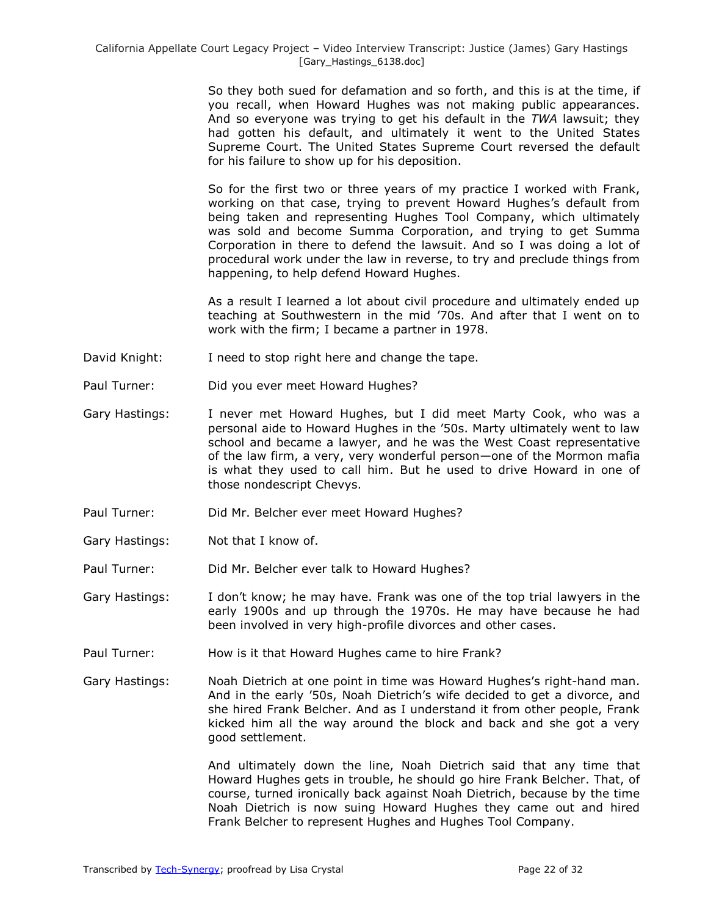So they both sued for defamation and so forth, and this is at the time, if you recall, when Howard Hughes was not making public appearances. And so everyone was trying to get his default in the *TWA* lawsuit; they had gotten his default, and ultimately it went to the United States Supreme Court. The United States Supreme Court reversed the default for his failure to show up for his deposition.

So for the first two or three years of my practice I worked with Frank, working on that case, trying to prevent Howard Hughes's default from being taken and representing Hughes Tool Company, which ultimately was sold and become Summa Corporation, and trying to get Summa Corporation in there to defend the lawsuit. And so I was doing a lot of procedural work under the law in reverse, to try and preclude things from happening, to help defend Howard Hughes.

As a result I learned a lot about civil procedure and ultimately ended up teaching at Southwestern in the mid '70s. And after that I went on to work with the firm; I became a partner in 1978.

David Knight: I need to stop right here and change the tape.

Paul Turner: Did you ever meet Howard Hughes?

Gary Hastings: I never met Howard Hughes, but I did meet Marty Cook, who was a personal aide to Howard Hughes in the '50s. Marty ultimately went to law school and became a lawyer, and he was the West Coast representative of the law firm, a very, very wonderful person—one of the Mormon mafia is what they used to call him. But he used to drive Howard in one of those nondescript Chevys.

Paul Turner: Did Mr. Belcher ever meet Howard Hughes?

Gary Hastings: Not that I know of.

Paul Turner: Did Mr. Belcher ever talk to Howard Hughes?

Gary Hastings: I don't know; he may have. Frank was one of the top trial lawyers in the early 1900s and up through the 1970s. He may have because he had been involved in very high-profile divorces and other cases.

Paul Turner: How is it that Howard Hughes came to hire Frank?

Gary Hastings: Noah Dietrich at one point in time was Howard Hughes's right-hand man. And in the early '50s, Noah Dietrich's wife decided to get a divorce, and she hired Frank Belcher. And as I understand it from other people, Frank kicked him all the way around the block and back and she got a very good settlement.

And ultimately down the line, Noah Dietrich said that any time that Howard Hughes gets in trouble, he should go hire Frank Belcher. That, of course, turned ironically back against Noah Dietrich, because by the time Noah Dietrich is now suing Howard Hughes they came out and hired Frank Belcher to represent Hughes and Hughes Tool Company.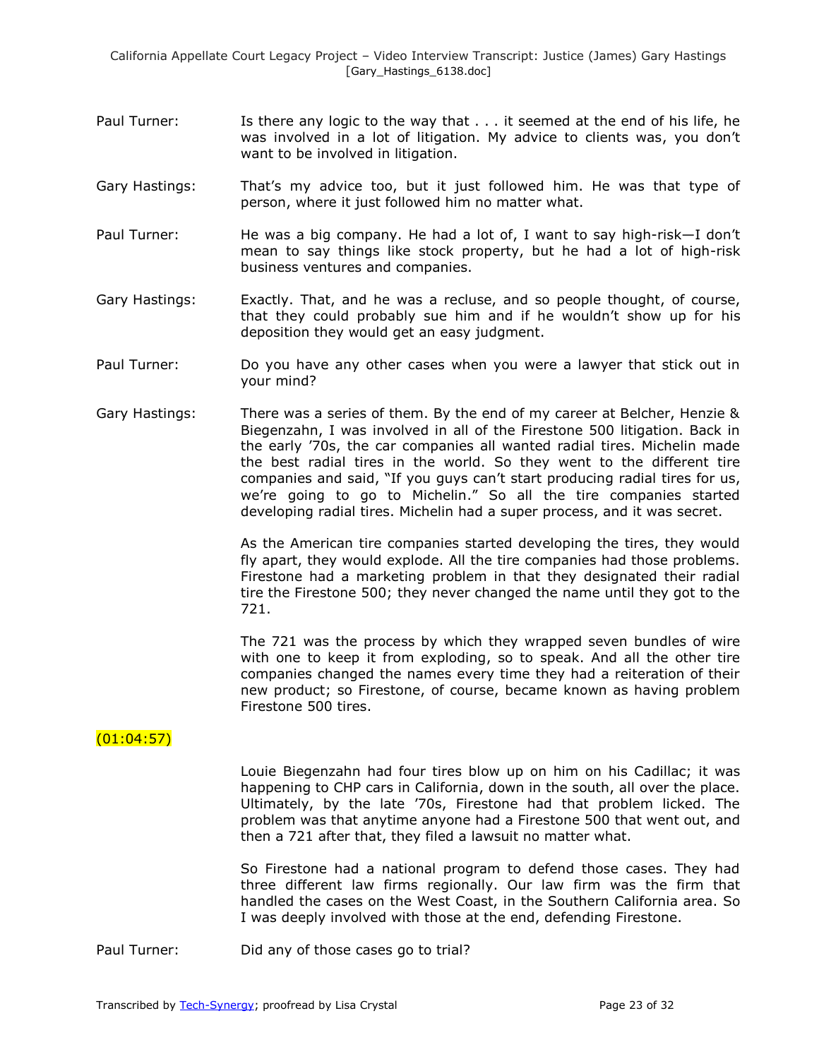Paul Turner: Is there any logic to the way that . . . it seemed at the end of his life, he was involved in a lot of litigation. My advice to clients was, you don't want to be involved in litigation.

Gary Hastings: That's my advice too, but it just followed him. He was that type of person, where it just followed him no matter what.

Paul Turner: He was a big company. He had a lot of, I want to say high-risk—I don't mean to say things like stock property, but he had a lot of high-risk business ventures and companies.

Gary Hastings: Exactly. That, and he was a recluse, and so people thought, of course, that they could probably sue him and if he wouldn't show up for his deposition they would get an easy judgment.

Paul Turner: Do you have any other cases when you were a lawyer that stick out in your mind?

Gary Hastings: There was a series of them. By the end of my career at Belcher, Henzie & Biegenzahn, I was involved in all of the Firestone 500 litigation. Back in the early '70s, the car companies all wanted radial tires. Michelin made the best radial tires in the world. So they went to the different tire companies and said, "If you guys can't start producing radial tires for us, we're going to go to Michelin." So all the tire companies started developing radial tires. Michelin had a super process, and it was secret.

As the American tire companies started developing the tires, they would fly apart, they would explode. All the tire companies had those problems. Firestone had a marketing problem in that they designated their radial tire the Firestone 500; they never changed the name until they got to the 721.

The 721 was the process by which they wrapped seven bundles of wire with one to keep it from exploding, so to speak. And all the other tire companies changed the names every time they had a reiteration of their new product; so Firestone, of course, became known as having problem Firestone 500 tires.

(01:04:57)

Louie Biegenzahn had four tires blow up on him on his Cadillac; it was happening to CHP cars in California, down in the south, all over the place. Ultimately, by the late '70s, Firestone had that problem licked. The problem was that anytime anyone had a Firestone 500 that went out, and then a 721 after that, they filed a lawsuit no matter what.

So Firestone had a national program to defend those cases. They had three different law firms regionally. Our law firm was the firm that handled the cases on the West Coast, in the Southern California area. So I was deeply involved with those at the end, defending Firestone.

Paul Turner: Did any of those cases go to trial?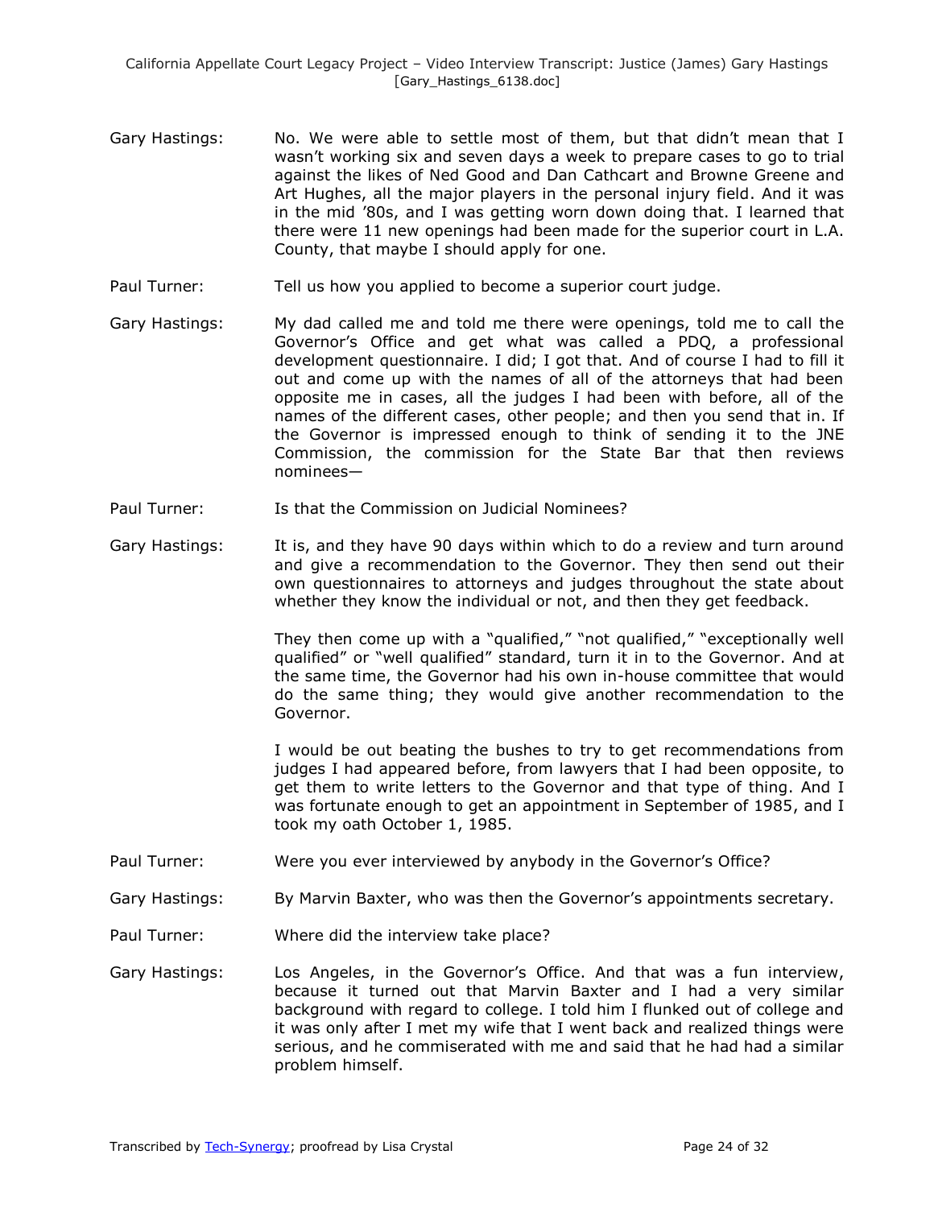Gary Hastings: No. We were able to settle most of them, but that didn't mean that I wasn't working six and seven days a week to prepare cases to go to trial against the likes of Ned Good and Dan Cathcart and Browne Greene and Art Hughes, all the major players in the personal injury field. And it was in the mid '80s, and I was getting worn down doing that. I learned that there were 11 new openings had been made for the superior court in L.A. County, that maybe I should apply for one.

Paul Turner: Tell us how you applied to become a superior court judge.

Gary Hastings: My dad called me and told me there were openings, told me to call the Governor's Office and get what was called a PDQ, a professional development questionnaire. I did; I got that. And of course I had to fill it out and come up with the names of all of the attorneys that had been opposite me in cases, all the judges I had been with before, all of the names of the different cases, other people; and then you send that in. If the Governor is impressed enough to think of sending it to the JNE Commission, the commission for the State Bar that then reviews nominees—

Paul Turner: Is that the Commission on Judicial Nominees?

Gary Hastings: It is, and they have 90 days within which to do a review and turn around and give a recommendation to the Governor. They then send out their own questionnaires to attorneys and judges throughout the state about whether they know the individual or not, and then they get feedback.

They then come up with a "qualified," "not qualified," "exceptionally well qualified" or "well qualified" standard, turn it in to the Governor. And at the same time, the Governor had his own in-house committee that would do the same thing; they would give another recommendation to the Governor.

I would be out beating the bushes to try to get recommendations from judges I had appeared before, from lawyers that I had been opposite, to get them to write letters to the Governor and that type of thing. And I was fortunate enough to get an appointment in September of 1985, and I took my oath October 1, 1985.

Paul Turner: Were you ever interviewed by anybody in the Governor's Office?

Gary Hastings: By Marvin Baxter, who was then the Governor's appointments secretary.

Paul Turner: Where did the interview take place?

Gary Hastings: Los Angeles, in the Governor's Office. And that was a fun interview, because it turned out that Marvin Baxter and I had a very similar background with regard to college. I told him I flunked out of college and it was only after I met my wife that I went back and realized things were serious, and he commiserated with me and said that he had had a similar problem himself.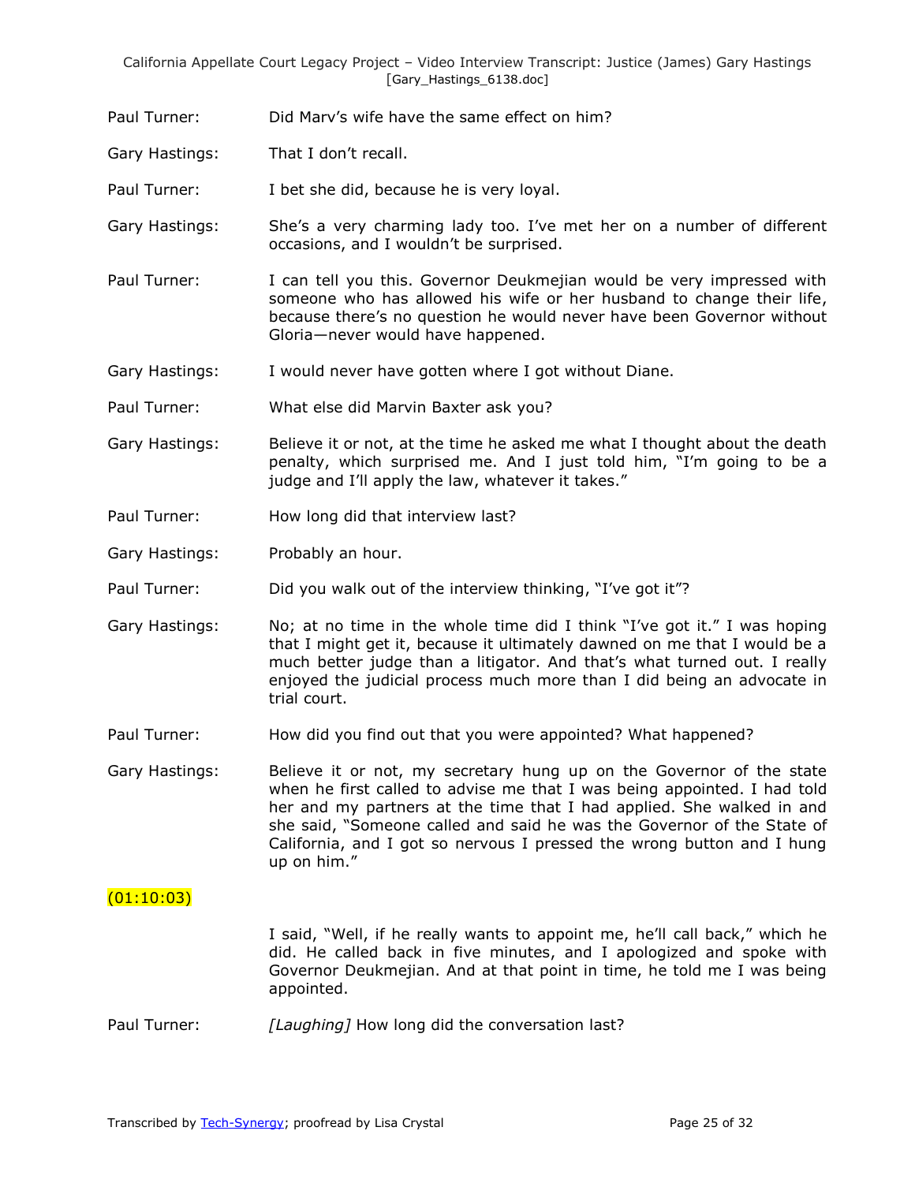Paul Turner: Did Marv's wife have the same effect on him?

Gary Hastings: That I don't recall.

Paul Turner: I bet she did, because he is very loyal.

Gary Hastings: She's a very charming lady too. I've met her on a number of different occasions, and I wouldn't be surprised.

Paul Turner: I can tell you this. Governor Deukmejian would be very impressed with someone who has allowed his wife or her husband to change their life, because there's no question he would never have been Governor without Gloria—never would have happened.

Gary Hastings: I would never have gotten where I got without Diane.

Paul Turner: What else did Marvin Baxter ask you?

Gary Hastings: Believe it or not, at the time he asked me what I thought about the death penalty, which surprised me. And I just told him, "I'm going to be a judge and I'll apply the law, whatever it takes."

Paul Turner: How long did that interview last?

Gary Hastings: Probably an hour.

Paul Turner: Did you walk out of the interview thinking, "I've got it"?

Gary Hastings: No; at no time in the whole time did I think "I've got it." I was hoping that I might get it, because it ultimately dawned on me that I would be a much better judge than a litigator. And that's what turned out. I really enjoyed the judicial process much more than I did being an advocate in trial court.

Paul Turner: How did you find out that you were appointed? What happened?

Gary Hastings: Believe it or not, my secretary hung up on the Governor of the state when he first called to advise me that I was being appointed. I had told her and my partners at the time that I had applied. She walked in and she said, "Someone called and said he was the Governor of the State of California, and I got so nervous I pressed the wrong button and I hung up on him."

(01:10:03)

I said, "Well, if he really wants to appoint me, he'll call back," which he did. He called back in five minutes, and I apologized and spoke with Governor Deukmejian. And at that point in time, he told me I was being appointed.

Paul Turner: *[Laughing]* How long did the conversation last?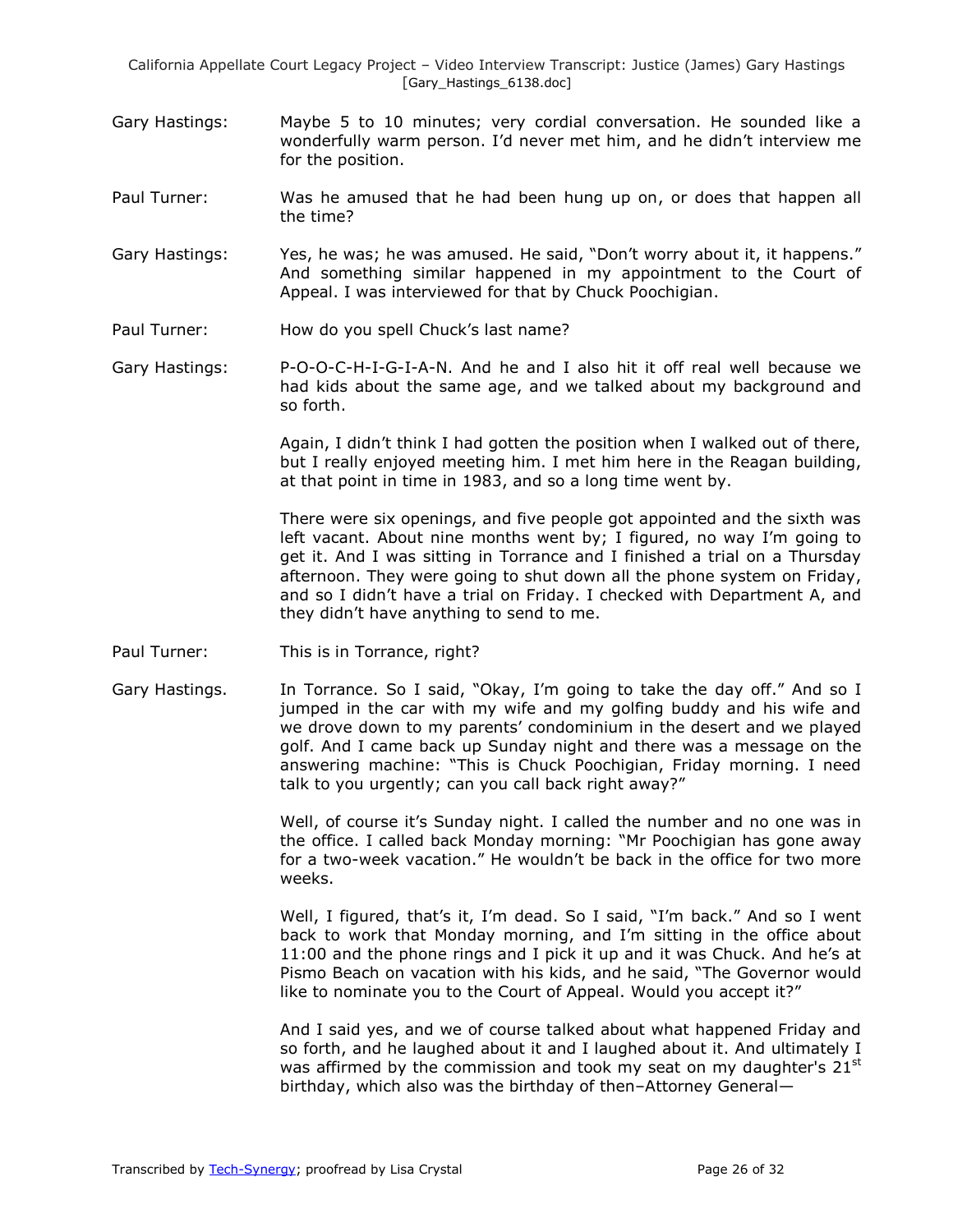Gary Hastings: Maybe 5 to 10 minutes; very cordial conversation. He sounded like a wonderfully warm person. I'd never met him, and he didn't interview me for the position.

Paul Turner: Was he amused that he had been hung up on, or does that happen all the time?

Gary Hastings: Yes, he was; he was amused. He said, "Don't worry about it, it happens." And something similar happened in my appointment to the Court of Appeal. I was interviewed for that by Chuck Poochigian.

Paul Turner: How do you spell Chuck's last name?

Gary Hastings: P-O-O-C-H-I-G-I-A-N. And he and I also hit it off real well because we had kids about the same age, and we talked about my background and so forth.

Again, I didn't think I had gotten the position when I walked out of there, but I really enjoyed meeting him. I met him here in the Reagan building, at that point in time in 1983, and so a long time went by.

There were six openings, and five people got appointed and the sixth was left vacant. About nine months went by; I figured, no way I'm going to get it. And I was sitting in Torrance and I finished a trial on a Thursday afternoon. They were going to shut down all the phone system on Friday, and so I didn't have a trial on Friday. I checked with Department A, and they didn't have anything to send to me.

Paul Turner: This is in Torrance, right?

Gary Hastings. In Torrance. So I said, "Okay, I'm going to take the day off." And so I jumped in the car with my wife and my golfing buddy and his wife and we drove down to my parents' condominium in the desert and we played golf. And I came back up Sunday night and there was a message on the answering machine: "This is Chuck Poochigian, Friday morning. I need talk to you urgently; can you call back right away?"

Well, of course it's Sunday night. I called the number and no one was in the office. I called back Monday morning: "Mr Poochigian has gone away for a two-week vacation." He wouldn't be back in the office for two more weeks.

Well, I figured, that's it, I'm dead. So I said, "I'm back." And so I went back to work that Monday morning, and I'm sitting in the office about 11:00 and the phone rings and I pick it up and it was Chuck. And he's at Pismo Beach on vacation with his kids, and he said, "The Governor would like to nominate you to the Court of Appeal. Would you accept it?"

And I said yes, and we of course talked about what happened Friday and so forth, and he laughed about it and I laughed about it. And ultimately I was affirmed by the commission and took my seat on my daughter's 21st birthday, which also was the birthday of then–Attorney General—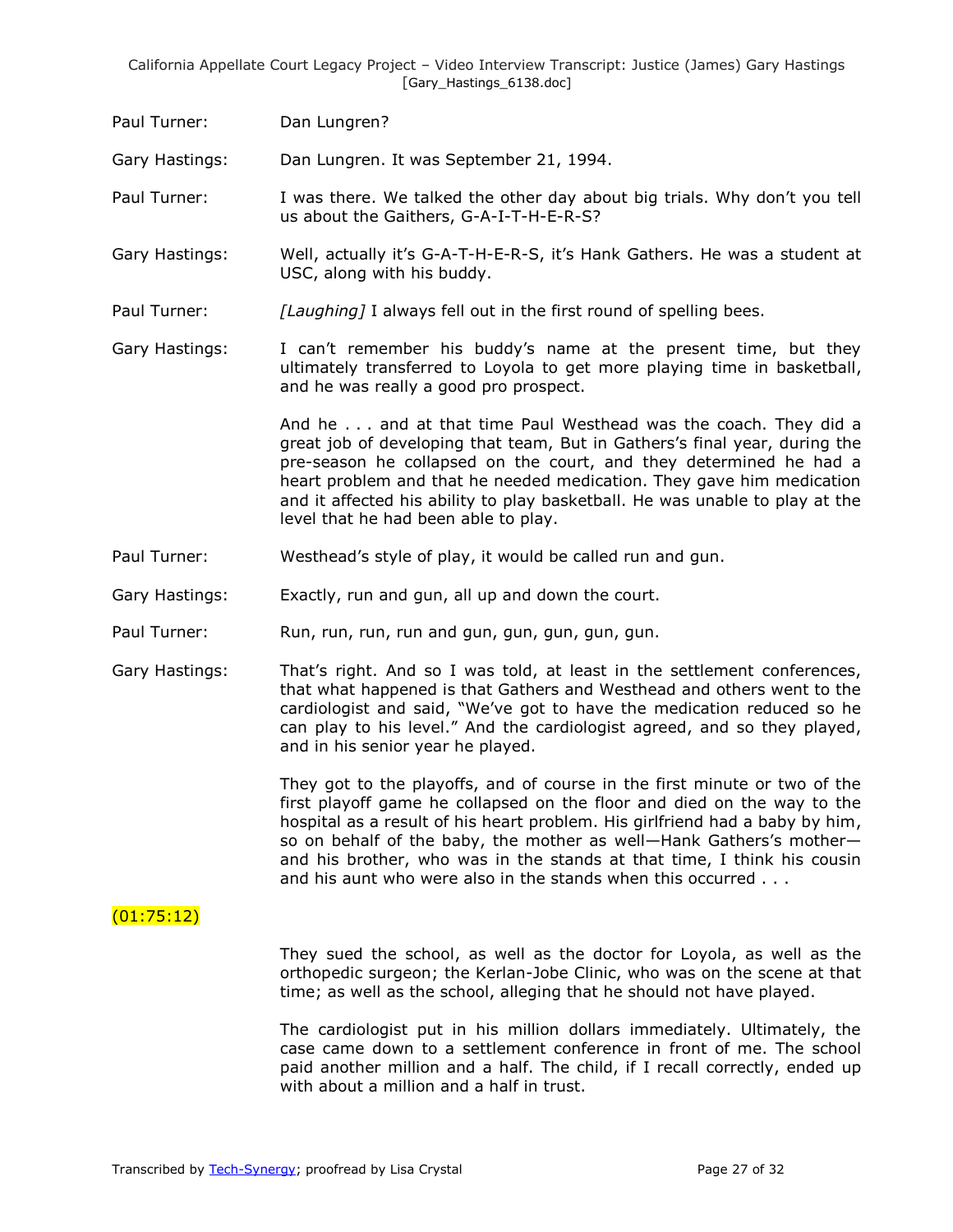Paul Turner: Dan Lungren?

Gary Hastings: Dan Lungren. It was September 21, 1994.

Paul Turner: I was there. We talked the other day about big trials. Why don't you tell us about the Gaithers, G-A-I-T-H-E-R-S?

Gary Hastings: Well, actually it's G-A-T-H-E-R-S, it's Hank Gathers. He was a student at USC, along with his buddy.

Paul Turner: *[Laughing]* I always fell out in the first round of spelling bees.

Gary Hastings: I can't remember his buddy's name at the present time, but they ultimately transferred to Loyola to get more playing time in basketball, and he was really a good pro prospect.

And he . . . and at that time Paul Westhead was the coach. They did a great job of developing that team, But in Gathers's final year, during the pre-season he collapsed on the court, and they determined he had a heart problem and that he needed medication. They gave him medication and it affected his ability to play basketball. He was unable to play at the level that he had been able to play.

Paul Turner: Westhead's style of play, it would be called run and gun.

Gary Hastings: Exactly, run and gun, all up and down the court.

Paul Turner: Run, run, run, run and gun, gun, gun, gun, gun.

Gary Hastings: That's right. And so I was told, at least in the settlement conferences, that what happened is that Gathers and Westhead and others went to the cardiologist and said, "We've got to have the medication reduced so he can play to his level." And the cardiologist agreed, and so they played, and in his senior year he played.

They got to the playoffs, and of course in the first minute or two of the first playoff game he collapsed on the floor and died on the way to the hospital as a result of his heart problem. His girlfriend had a baby by him, so on behalf of the baby, the mother as well—Hank Gathers's mother—and his brother, who was in the stands at that time, I think his cousin and his aunt who were also in the stands when this occurred . . .

(01:75:12)

They sued the school, as well as the doctor for Loyola, as well as the orthopedic surgeon; the Kerlan-Jobe Clinic, who was on the scene at that time; as well as the school, alleging that he should not have played.

The cardiologist put in his million dollars immediately. Ultimately, the case came down to a settlement conference in front of me. The school paid another million and a half. The child, if I recall correctly, ended up with about a million and a half in trust.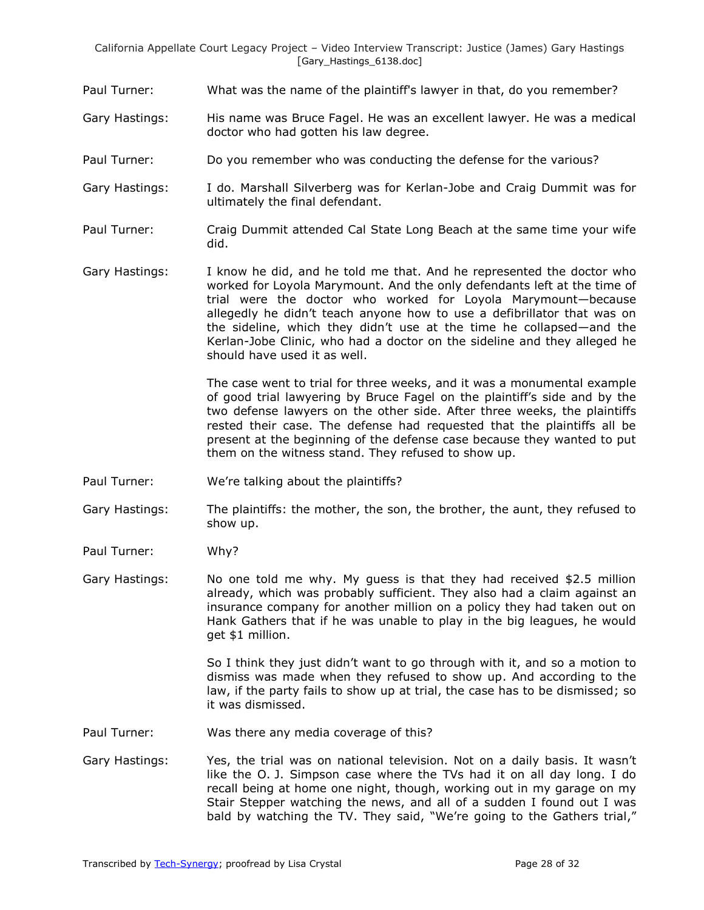Paul Turner: What was the name of the plaintiff's lawyer in that, do you remember?

Gary Hastings: His name was Bruce Fagel. He was an excellent lawyer. He was a medical doctor who had gotten his law degree.

Paul Turner: Do you remember who was conducting the defense for the various?

Gary Hastings: I do. Marshall Silverberg was for Kerlan-Jobe and Craig Dummit was for ultimately the final defendant.

Paul Turner: Craig Dummit attended Cal State Long Beach at the same time your wife did.

Gary Hastings: I know he did, and he told me that. And he represented the doctor who worked for Loyola Marymount. And the only defendants left at the time of trial were the doctor who worked for Loyola Marymount—because allegedly he didn't teach anyone how to use a defibrillator that was on the sideline, which they didn't use at the time he collapsed—and the Kerlan-Jobe Clinic, who had a doctor on the sideline and they alleged he should have used it as well.

The case went to trial for three weeks, and it was a monumental example of good trial lawyering by Bruce Fagel on the plaintiff's side and by the two defense lawyers on the other side. After three weeks, the plaintiffs rested their case. The defense had requested that the plaintiffs all be present at the beginning of the defense case because they wanted to put them on the witness stand. They refused to show up.

Paul Turner: We're talking about the plaintiffs?

Gary Hastings: The plaintiffs: the mother, the son, the brother, the aunt, they refused to show up.

Paul Turner: Why?

Gary Hastings: No one told me why. My guess is that they had received $2.5 million already, which was probably sufficient. They also had a claim against an insurance company for another million on a policy they had taken out on Hank Gathers that if he was unable to play in the big leagues, he would get $1 million.

So I think they just didn't want to go through with it, and so a motion to dismiss was made when they refused to show up. And according to the law, if the party fails to show up at trial, the case has to be dismissed; so it was dismissed.

Paul Turner: Was there any media coverage of this?

Gary Hastings: Yes, the trial was on national television. Not on a daily basis. It wasn't like the O. J. Simpson case where the TVs had it on all day long. I do recall being at home one night, though, working out in my garage on my Stair Stepper watching the news, and all of a sudden I found out I was bald by watching the TV. They said, "We're going to the Gathers trial,"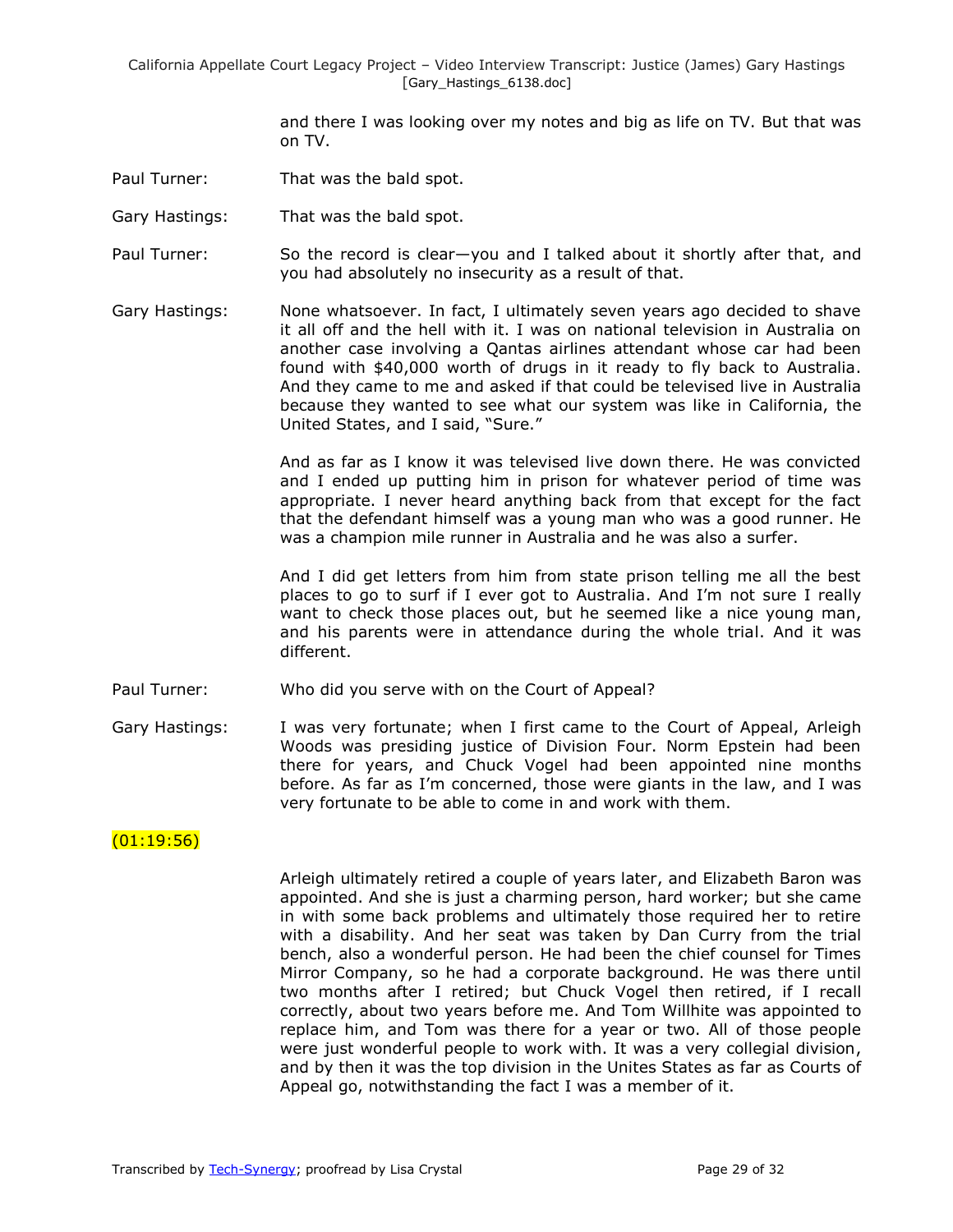and there I was looking over my notes and big as life on TV. But that was on TV.

Paul Turner: That was the bald spot.

Gary Hastings: That was the bald spot.

Paul Turner: So the record is clear—you and I talked about it shortly after that, and you had absolutely no insecurity as a result of that.

Gary Hastings: None whatsoever. In fact, I ultimately seven years ago decided to shave it all off and the hell with it. I was on national television in Australia on another case involving a Qantas airlines attendant whose car had been found with $40,000 worth of drugs in it ready to fly back to Australia. And they came to me and asked if that could be televised live in Australia because they wanted to see what our system was like in California, the United States, and I said, "Sure."

And as far as I know it was televised live down there. He was convicted and I ended up putting him in prison for whatever period of time was appropriate. I never heard anything back from that except for the fact that the defendant himself was a young man who was a good runner. He was a champion mile runner in Australia and he was also a surfer.

And I did get letters from him from state prison telling me all the best places to go to surf if I ever got to Australia. And I'm not sure I really want to check those places out, but he seemed like a nice young man, and his parents were in attendance during the whole trial. And it was different.

Paul Turner: Who did you serve with on the Court of Appeal?

Gary Hastings: I was very fortunate; when I first came to the Court of Appeal, Arleigh Woods was presiding justice of Division Four. Norm Epstein had been there for years, and Chuck Vogel had been appointed nine months before. As far as I'm concerned, those were giants in the law, and I was very fortunate to be able to come in and work with them.

(01:19:56)

Arleigh ultimately retired a couple of years later, and Elizabeth Baron was appointed. And she is just a charming person, hard worker; but she came in with some back problems and ultimately those required her to retire with a disability. And her seat was taken by Dan Curry from the trial bench, also a wonderful person. He had been the chief counsel for Times Mirror Company, so he had a corporate background. He was there until two months after I retired; but Chuck Vogel then retired, if I recall correctly, about two years before me. And Tom Willhite was appointed to replace him, and Tom was there for a year or two. All of those people were just wonderful people to work with. It was a very collegial division, and by then it was the top division in the Unites States as far as Courts of Appeal go, notwithstanding the fact I was a member of it.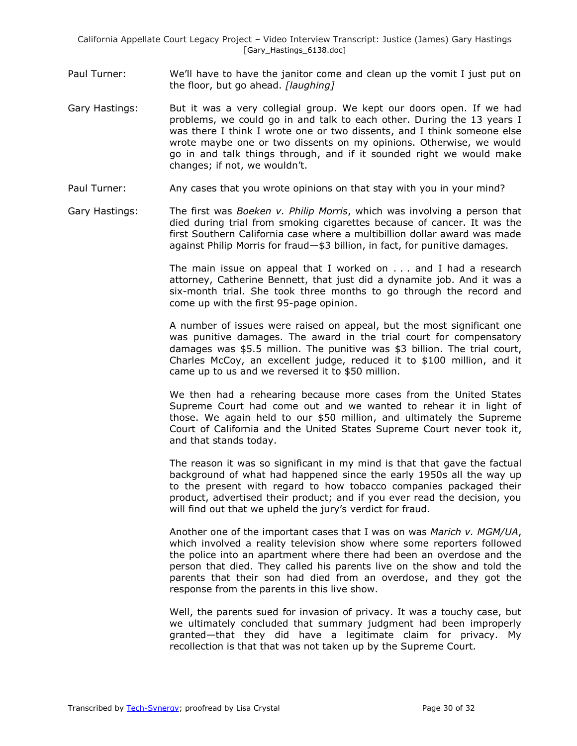Paul Turner: We'll have to have the janitor come and clean up the vomit I just put on the floor, but go ahead. *[laughing]*

Gary Hastings: But it was a very collegial group. We kept our doors open. If we had problems, we could go in and talk to each other. During the 13 years I was there I think I wrote one or two dissents, and I think someone else wrote maybe one or two dissents on my opinions. Otherwise, we would go in and talk things through, and if it sounded right we would make changes; if not, we wouldn't.

Paul Turner: Any cases that you wrote opinions on that stay with you in your mind?

Gary Hastings: The first was *Boeken v. Philip Morris*, which was involving a person that died during trial from smoking cigarettes because of cancer. It was the first Southern California case where a multibillion dollar award was made against Philip Morris for fraud—$3 billion, in fact, for punitive damages.

The main issue on appeal that I worked on . . . and I had a research attorney, Catherine Bennett, that just did a dynamite job. And it was a six-month trial. She took three months to go through the record and come up with the first 95-page opinion.

A number of issues were raised on appeal, but the most significant one was punitive damages. The award in the trial court for compensatory damages was $5.5 million. The punitive was $3 billion. The trial court, Charles McCoy, an excellent judge, reduced it to $100 million, and it came up to us and we reversed it to $50 million.

We then had a rehearing because more cases from the United States Supreme Court had come out and we wanted to rehear it in light of those. We again held to our $50 million, and ultimately the Supreme Court of California and the United States Supreme Court never took it, and that stands today.

The reason it was so significant in my mind is that that gave the factual background of what had happened since the early 1950s all the way up to the present with regard to how tobacco companies packaged their product, advertised their product; and if you ever read the decision, you will find out that we upheld the jury's verdict for fraud.

Another one of the important cases that I was on was *Marich v. MGM/UA*, which involved a reality television show where some reporters followed the police into an apartment where there had been an overdose and the person that died. They called his parents live on the show and told the parents that their son had died from an overdose, and they got the response from the parents in this live show.

Well, the parents sued for invasion of privacy. It was a touchy case, but we ultimately concluded that summary judgment had been improperly granted—that they did have a legitimate claim for privacy. My recollection is that that was not taken up by the Supreme Court.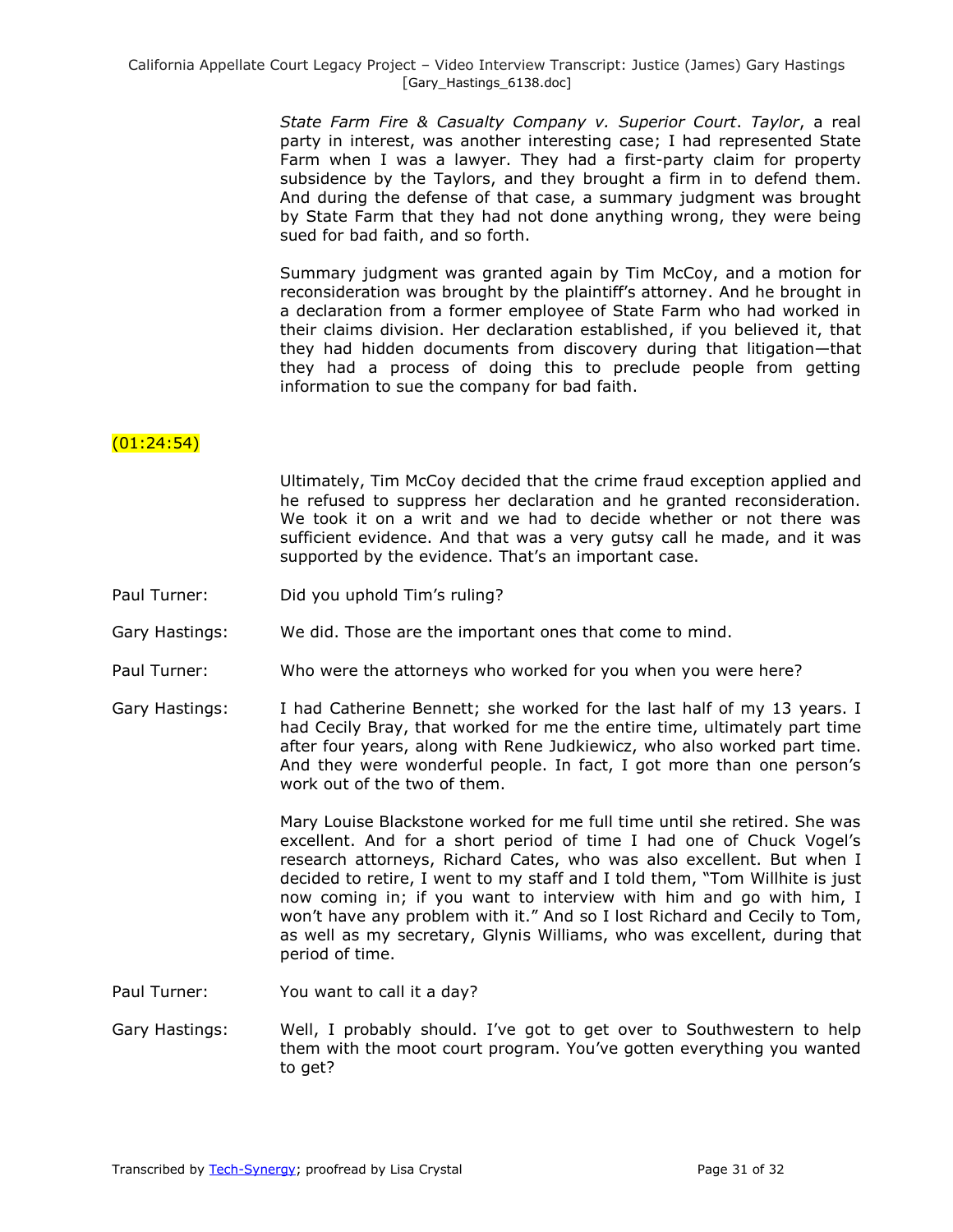*State Farm Fire & Casualty Company v. Superior Court*. *Taylor*, a real party in interest, was another interesting case; I had represented State Farm when I was a lawyer. They had a first-party claim for property subsidence by the Taylors, and they brought a firm in to defend them. And during the defense of that case, a summary judgment was brought by State Farm that they had not done anything wrong, they were being sued for bad faith, and so forth.

Summary judgment was granted again by Tim McCoy, and a motion for reconsideration was brought by the plaintiff's attorney. And he brought in a declaration from a former employee of State Farm who had worked in their claims division. Her declaration established, if you believed it, that they had hidden documents from discovery during that litigation—that they had a process of doing this to preclude people from getting information to sue the company for bad faith.

(01:24:54)

Ultimately, Tim McCoy decided that the crime fraud exception applied and he refused to suppress her declaration and he granted reconsideration. We took it on a writ and we had to decide whether or not there was sufficient evidence. And that was a very gutsy call he made, and it was supported by the evidence. That's an important case.

Paul Turner: Did you uphold Tim's ruling?

Gary Hastings: We did. Those are the important ones that come to mind.

Paul Turner: Who were the attorneys who worked for you when you were here?

Gary Hastings: I had Catherine Bennett; she worked for the last half of my 13 years. I had Cecily Bray, that worked for me the entire time, ultimately part time after four years, along with Rene Judkiewicz, who also worked part time. And they were wonderful people. In fact, I got more than one person's work out of the two of them.

Mary Louise Blackstone worked for me full time until she retired. She was excellent. And for a short period of time I had one of Chuck Vogel's research attorneys, Richard Cates, who was also excellent. But when I decided to retire, I went to my staff and I told them, "Tom Willhite is just now coming in; if you want to interview with him and go with him, I won't have any problem with it." And so I lost Richard and Cecily to Tom, as well as my secretary, Glynis Williams, who was excellent, during that period of time.

Paul Turner: You want to call it a day?

Gary Hastings: Well, I probably should. I've got to get over to Southwestern to help them with the moot court program. You've gotten everything you wanted to get?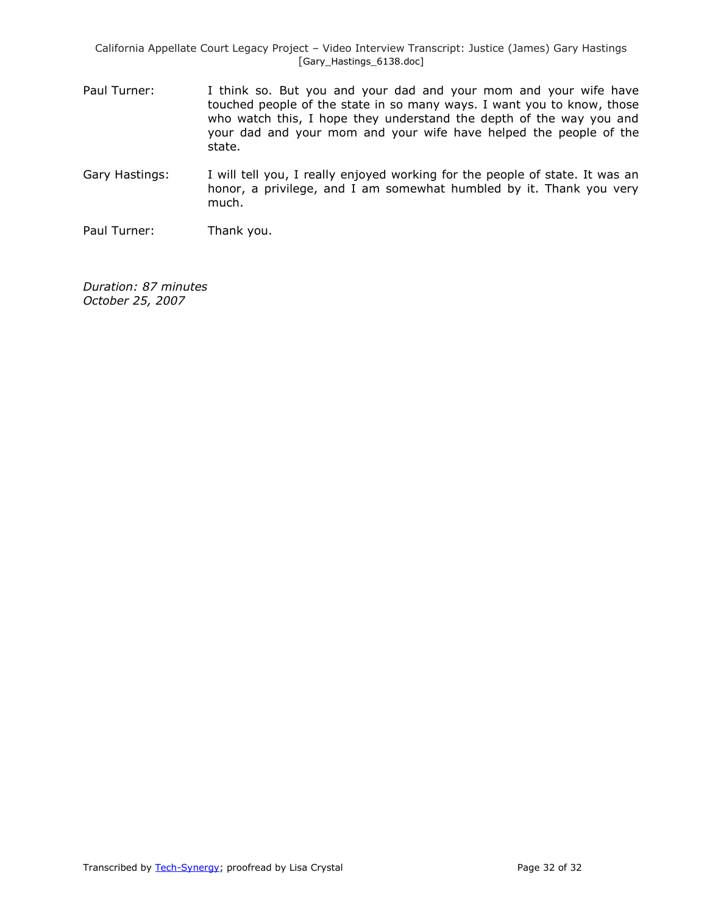Paul Turner: I think so. But you and your dad and your mom and your wife have touched people of the state in so many ways. I want you to know, those who watch this, I hope they understand the depth of the way you and your dad and your mom and your wife have helped the people of the state.

Gary Hastings: I will tell you, I really enjoyed working for the people of state. It was an honor, a privilege, and I am somewhat humbled by it. Thank you very much.

Paul Turner: Thank you.

*Duration: 87 minutes*
*October 25, 2007*

Transcribed by Tech-Synergy; proofread by Lisa Crystal